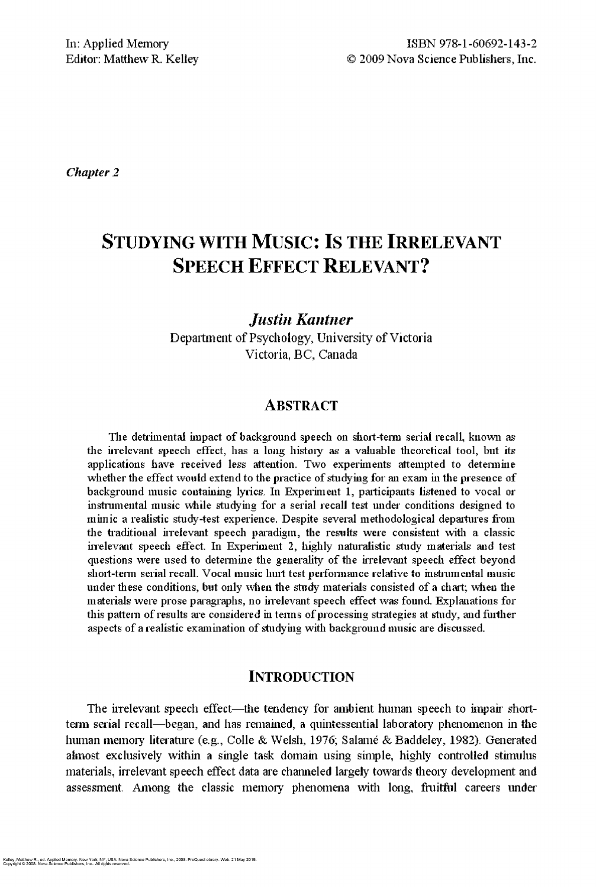In: Applied Memory
Editor: Matthew R. Kelley

ISBN 978-1-60692-143-2
© 2009 Nova Science Publishers, Inc.

*Chapter 2*

# Studying with Music: Is the Irrelevant Speech Effect Relevant?

***Justin Kantner***

Department of Psychology, University of Victoria
Victoria, BC, Canada

## Abstract

The detrimental impact of background speech on short-term serial recall, known as the irrelevant speech effect, has a long history as a valuable theoretical tool, but its applications have received less attention. Two experiments attempted to determine whether the effect would extend to the practice of studying for an exam in the presence of background music containing lyrics. In Experiment 1, participants listened to vocal or instrumental music while studying for a serial recall test under conditions designed to mimic a realistic study-test experience. Despite several methodological departures from the traditional irrelevant speech paradigm, the results were consistent with a classic irrelevant speech effect. In Experiment 2, highly naturalistic study materials and test questions were used to determine the generality of the irrelevant speech effect beyond short-term serial recall. Vocal music hurt test performance relative to instrumental music under these conditions, but only when the study materials consisted of a chart; when the materials were prose paragraphs, no irrelevant speech effect was found. Explanations for this pattern of results are considered in terms of processing strategies at study, and further aspects of a realistic examination of studying with background music are discussed.

## Introduction

The irrelevant speech effect—the tendency for ambient human speech to impair short-term serial recall—began, and has remained, a quintessential laboratory phenomenon in the human memory literature (e.g., Colle & Welsh, 1976; Salamé & Baddeley, 1982). Generated almost exclusively within a single task domain using simple, highly controlled stimulus materials, irrelevant speech effect data are channeled largely towards theory development and assessment. Among the classic memory phenomena with long, fruitful careers under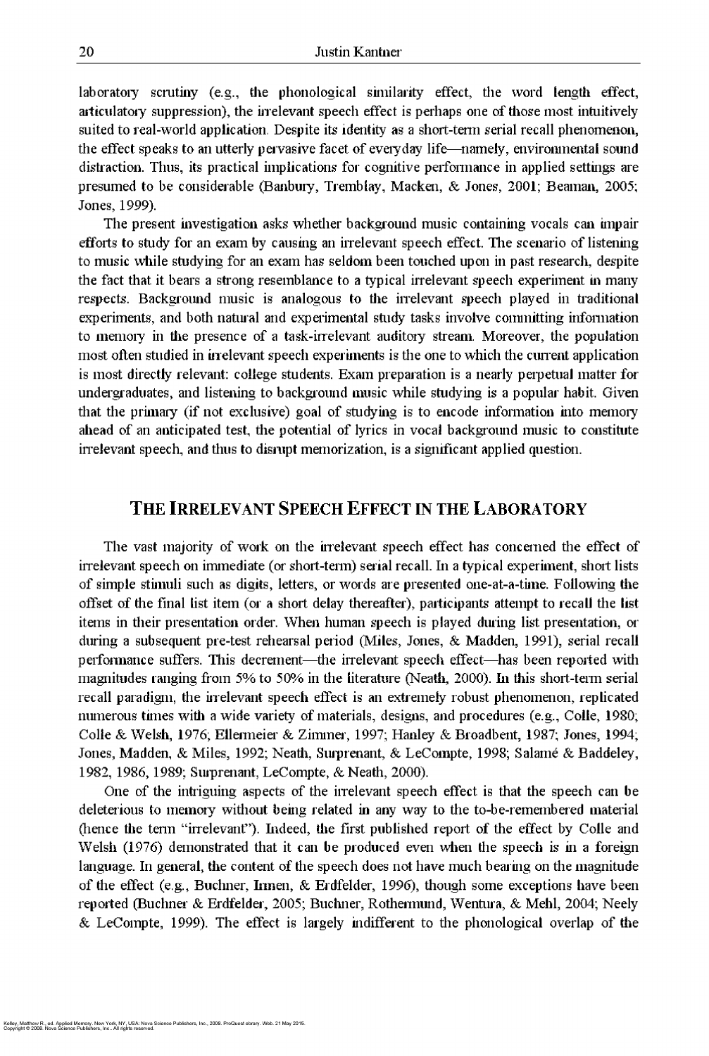laboratory scrutiny (e.g., the phonological similarity effect, the word length effect, articulatory suppression), the irrelevant speech effect is perhaps one of those most intuitively suited to real-world application. Despite its identity as a short-term serial recall phenomenon, the effect speaks to an utterly pervasive facet of everyday life—namely, environmental sound distraction. Thus, its practical implications for cognitive performance in applied settings are presumed to be considerable (Banbury, Tremblay, Macken, & Jones, 2001; Beaman, 2005; Jones, 1999).

The present investigation asks whether background music containing vocals can impair efforts to study for an exam by causing an irrelevant speech effect. The scenario of listening to music while studying for an exam has seldom been touched upon in past research, despite the fact that it bears a strong resemblance to a typical irrelevant speech experiment in many respects. Background music is analogous to the irrelevant speech played in traditional experiments, and both natural and experimental study tasks involve committing information to memory in the presence of a task-irrelevant auditory stream. Moreover, the population most often studied in irrelevant speech experiments is the one to which the current application is most directly relevant: college students. Exam preparation is a nearly perpetual matter for undergraduates, and listening to background music while studying is a popular habit. Given that the primary (if not exclusive) goal of studying is to encode information into memory ahead of an anticipated test, the potential of lyrics in vocal background music to constitute irrelevant speech, and thus to disrupt memorization, is a significant applied question.

## The Irrelevant Speech Effect in the Laboratory

The vast majority of work on the irrelevant speech effect has concerned the effect of irrelevant speech on immediate (or short-term) serial recall. In a typical experiment, short lists of simple stimuli such as digits, letters, or words are presented one-at-a-time. Following the offset of the final list item (or a short delay thereafter), participants attempt to recall the list items in their presentation order. When human speech is played during list presentation, or during a subsequent pre-test rehearsal period (Miles, Jones, & Madden, 1991), serial recall performance suffers. This decrement—the irrelevant speech effect—has been reported with magnitudes ranging from 5% to 50% in the literature (Neath, 2000). In this short-term serial recall paradigm, the irrelevant speech effect is an extremely robust phenomenon, replicated numerous times with a wide variety of materials, designs, and procedures (e.g., Colle, 1980; Colle & Welsh, 1976; Ellermeier & Zimmer, 1997; Hanley & Broadbent, 1987; Jones, 1994; Jones, Madden, & Miles, 1992; Neath, Surprenant, & LeCompte, 1998; Salamé & Baddeley, 1982, 1986, 1989; Surprenant, LeCompte, & Neath, 2000).

One of the intriguing aspects of the irrelevant speech effect is that the speech can be deleterious to memory without being related in any way to the to-be-remembered material (hence the term "irrelevant"). Indeed, the first published report of the effect by Colle and Welsh (1976) demonstrated that it can be produced even when the speech is in a foreign language. In general, the content of the speech does not have much bearing on the magnitude of the effect (e.g., Buchner, Irmen, & Erdfelder, 1996), though some exceptions have been reported (Buchner & Erdfelder, 2005; Buchner, Rothermund, Wentura, & Mehl, 2004; Neely & LeCompte, 1999). The effect is largely indifferent to the phonological overlap of the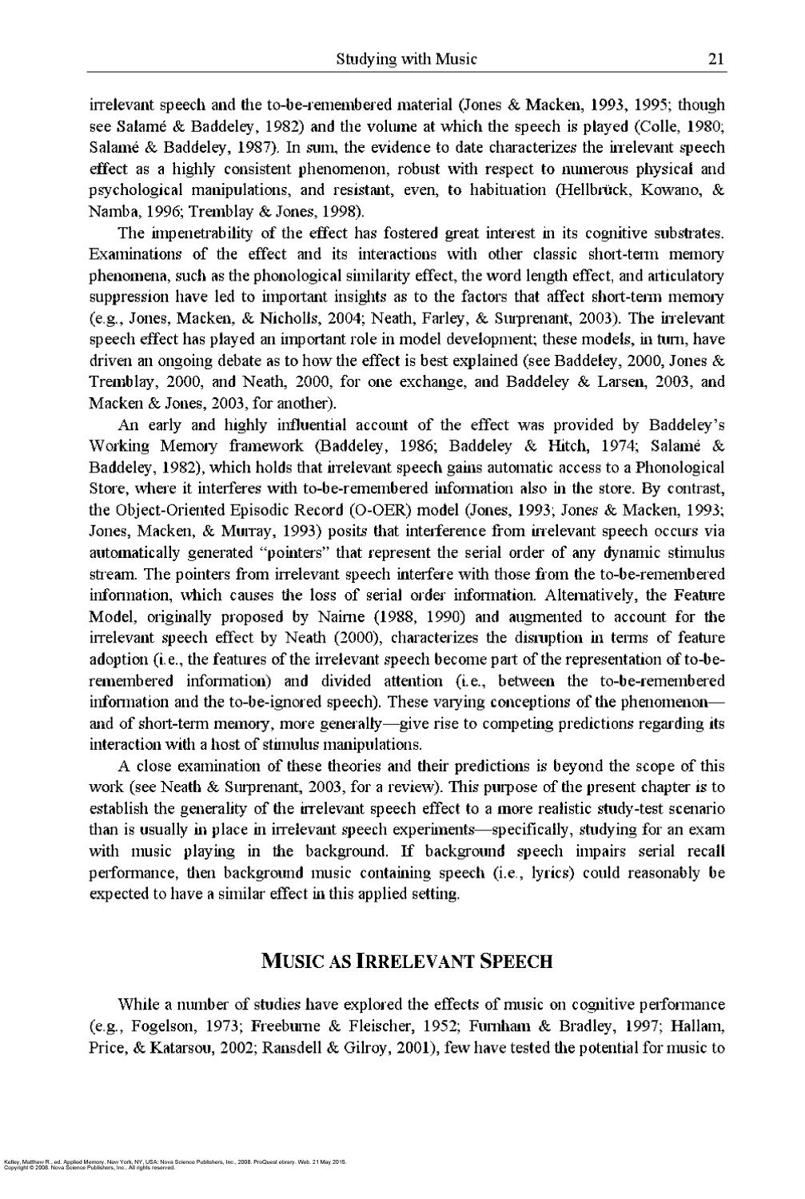irrelevant speech and the to-be-remembered material (Jones & Macken, 1993, 1995; though see Salamé & Baddeley, 1982) and the volume at which the speech is played (Colle, 1980; Salamé & Baddeley, 1987). In sum, the evidence to date characterizes the irrelevant speech effect as a highly consistent phenomenon, robust with respect to numerous physical and psychological manipulations, and resistant, even, to habituation (Hellbrück, Kowano, & Namba, 1996; Tremblay & Jones, 1998).

The impenetrability of the effect has fostered great interest in its cognitive substrates. Examinations of the effect and its interactions with other classic short-term memory phenomena, such as the phonological similarity effect, the word length effect, and articulatory suppression have led to important insights as to the factors that affect short-term memory (e.g., Jones, Macken, & Nicholls, 2004; Neath, Farley, & Surprenant, 2003). The irrelevant speech effect has played an important role in model development; these models, in turn, have driven an ongoing debate as to how the effect is best explained (see Baddeley, 2000, Jones & Tremblay, 2000, and Neath, 2000, for one exchange, and Baddeley & Larsen, 2003, and Macken & Jones, 2003, for another).

An early and highly influential account of the effect was provided by Baddeley's Working Memory framework (Baddeley, 1986; Baddeley & Hitch, 1974; Salamé & Baddeley, 1982), which holds that irrelevant speech gains automatic access to a Phonological Store, where it interferes with to-be-remembered information also in the store. By contrast, the Object-Oriented Episodic Record (O-OER) model (Jones, 1993; Jones & Macken, 1993; Jones, Macken, & Murray, 1993) posits that interference from irrelevant speech occurs via automatically generated "pointers" that represent the serial order of any dynamic stimulus stream. The pointers from irrelevant speech interfere with those from the to-be-remembered information, which causes the loss of serial order information. Alternatively, the Feature Model, originally proposed by Nairne (1988, 1990) and augmented to account for the irrelevant speech effect by Neath (2000), characterizes the disruption in terms of feature adoption (i.e., the features of the irrelevant speech become part of the representation of to-be-remembered information) and divided attention (i.e., between the to-be-remembered information and the to-be-ignored speech). These varying conceptions of the phenomenon—and of short-term memory, more generally—give rise to competing predictions regarding its interaction with a host of stimulus manipulations.

A close examination of these theories and their predictions is beyond the scope of this work (see Neath & Surprenant, 2003, for a review). This purpose of the present chapter is to establish the generality of the irrelevant speech effect to a more realistic study-test scenario than is usually in place in irrelevant speech experiments—specifically, studying for an exam with music playing in the background. If background speech impairs serial recall performance, then background music containing speech (i.e., lyrics) could reasonably be expected to have a similar effect in this applied setting.

## Music as Irrelevant Speech

While a number of studies have explored the effects of music on cognitive performance (e.g., Fogelson, 1973; Freeburne & Fleischer, 1952; Furnham & Bradley, 1997; Hallam, Price, & Katarsou, 2002; Ransdell & Gilroy, 2001), few have tested the potential for music to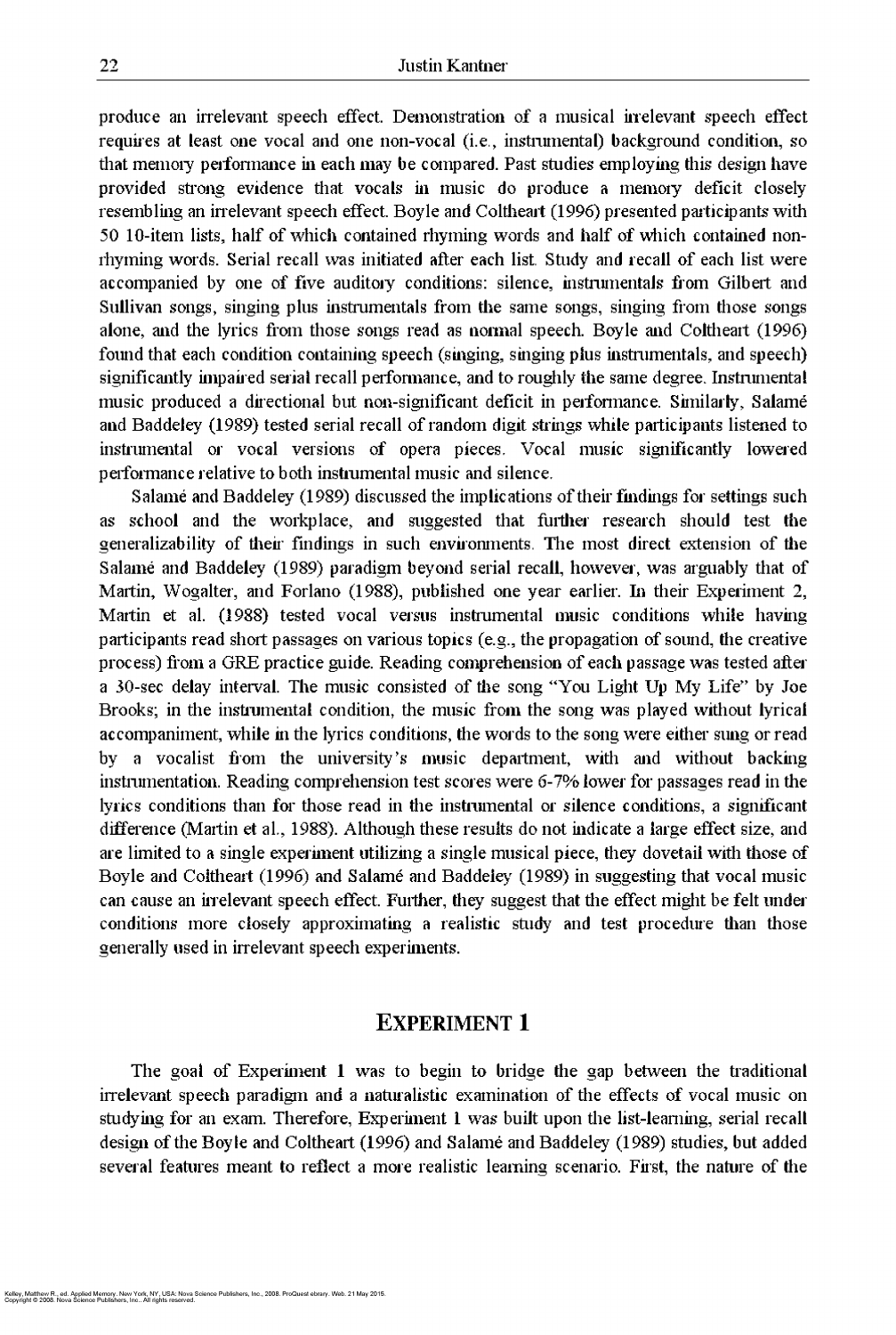produce an irrelevant speech effect. Demonstration of a musical irrelevant speech effect requires at least one vocal and one non-vocal (i.e., instrumental) background condition, so that memory performance in each may be compared. Past studies employing this design have provided strong evidence that vocals in music do produce a memory deficit closely resembling an irrelevant speech effect. Boyle and Coltheart (1996) presented participants with 50 10-item lists, half of which contained rhyming words and half of which contained non-rhyming words. Serial recall was initiated after each list. Study and recall of each list were accompanied by one of five auditory conditions: silence, instrumentals from Gilbert and Sullivan songs, singing plus instrumentals from the same songs, singing from those songs alone, and the lyrics from those songs read as normal speech. Boyle and Coltheart (1996) found that each condition containing speech (singing, singing plus instrumentals, and speech) significantly impaired serial recall performance, and to roughly the same degree. Instrumental music produced a directional but non-significant deficit in performance. Similarly, Salamé and Baddeley (1989) tested serial recall of random digit strings while participants listened to instrumental or vocal versions of opera pieces. Vocal music significantly lowered performance relative to both instrumental music and silence.

Salamé and Baddeley (1989) discussed the implications of their findings for settings such as school and the workplace, and suggested that further research should test the generalizability of their findings in such environments. The most direct extension of the Salamé and Baddeley (1989) paradigm beyond serial recall, however, was arguably that of Martin, Wogalter, and Forlano (1988), published one year earlier. In their Experiment 2, Martin et al. (1988) tested vocal versus instrumental music conditions while having participants read short passages on various topics (e.g., the propagation of sound, the creative process) from a GRE practice guide. Reading comprehension of each passage was tested after a 30-sec delay interval. The music consisted of the song "You Light Up My Life" by Joe Brooks; in the instrumental condition, the music from the song was played without lyrical accompaniment, while in the lyrics conditions, the words to the song were either sung or read by a vocalist from the university's music department, with and without backing instrumentation. Reading comprehension test scores were 6-7% lower for passages read in the lyrics conditions than for those read in the instrumental or silence conditions, a significant difference (Martin et al., 1988). Although these results do not indicate a large effect size, and are limited to a single experiment utilizing a single musical piece, they dovetail with those of Boyle and Coltheart (1996) and Salamé and Baddeley (1989) in suggesting that vocal music can cause an irrelevant speech effect. Further, they suggest that the effect might be felt under conditions more closely approximating a realistic study and test procedure than those generally used in irrelevant speech experiments.

## Experiment 1

The goal of Experiment 1 was to begin to bridge the gap between the traditional irrelevant speech paradigm and a naturalistic examination of the effects of vocal music on studying for an exam. Therefore, Experiment 1 was built upon the list-learning, serial recall design of the Boyle and Coltheart (1996) and Salamé and Baddeley (1989) studies, but added several features meant to reflect a more realistic learning scenario. First, the nature of the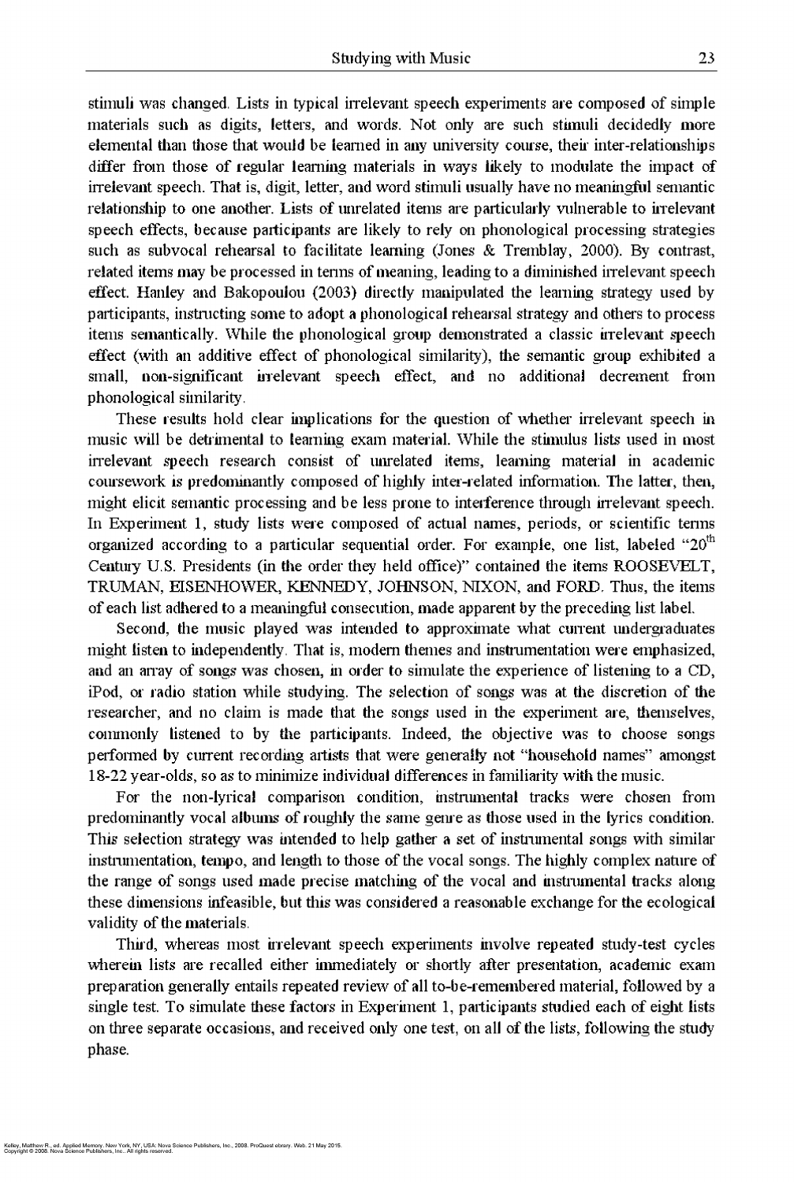stimuli was changed. Lists in typical irrelevant speech experiments are composed of simple materials such as digits, letters, and words. Not only are such stimuli decidedly more elemental than those that would be learned in any university course, their inter-relationships differ from those of regular learning materials in ways likely to modulate the impact of irrelevant speech. That is, digit, letter, and word stimuli usually have no meaningful semantic relationship to one another. Lists of unrelated items are particularly vulnerable to irrelevant speech effects, because participants are likely to rely on phonological processing strategies such as subvocal rehearsal to facilitate learning (Jones & Tremblay, 2000). By contrast, related items may be processed in terms of meaning, leading to a diminished irrelevant speech effect. Hanley and Bakopoulou (2003) directly manipulated the learning strategy used by participants, instructing some to adopt a phonological rehearsal strategy and others to process items semantically. While the phonological group demonstrated a classic irrelevant speech effect (with an additive effect of phonological similarity), the semantic group exhibited a small, non-significant irrelevant speech effect, and no additional decrement from phonological similarity.

These results hold clear implications for the question of whether irrelevant speech in music will be detrimental to learning exam material. While the stimulus lists used in most irrelevant speech research consist of unrelated items, learning material in academic coursework is predominantly composed of highly inter-related information. The latter, then, might elicit semantic processing and be less prone to interference through irrelevant speech. In Experiment 1, study lists were composed of actual names, periods, or scientific terms organized according to a particular sequential order. For example, one list, labeled "20th Century U.S. Presidents (in the order they held office)" contained the items ROOSEVELT, TRUMAN, EISENHOWER, KENNEDY, JOHNSON, NIXON, and FORD. Thus, the items of each list adhered to a meaningful consecution, made apparent by the preceding list label.

Second, the music played was intended to approximate what current undergraduates might listen to independently. That is, modern themes and instrumentation were emphasized, and an array of songs was chosen, in order to simulate the experience of listening to a CD, iPod, or radio station while studying. The selection of songs was at the discretion of the researcher, and no claim is made that the songs used in the experiment are, themselves, commonly listened to by the participants. Indeed, the objective was to choose songs performed by current recording artists that were generally not "household names" amongst 18-22 year-olds, so as to minimize individual differences in familiarity with the music.

For the non-lyrical comparison condition, instrumental tracks were chosen from predominantly vocal albums of roughly the same genre as those used in the lyrics condition. This selection strategy was intended to help gather a set of instrumental songs with similar instrumentation, tempo, and length to those of the vocal songs. The highly complex nature of the range of songs used made precise matching of the vocal and instrumental tracks along these dimensions infeasible, but this was considered a reasonable exchange for the ecological validity of the materials.

Third, whereas most irrelevant speech experiments involve repeated study-test cycles wherein lists are recalled either immediately or shortly after presentation, academic exam preparation generally entails repeated review of all to-be-remembered material, followed by a single test. To simulate these factors in Experiment 1, participants studied each of eight lists on three separate occasions, and received only one test, on all of the lists, following the study phase.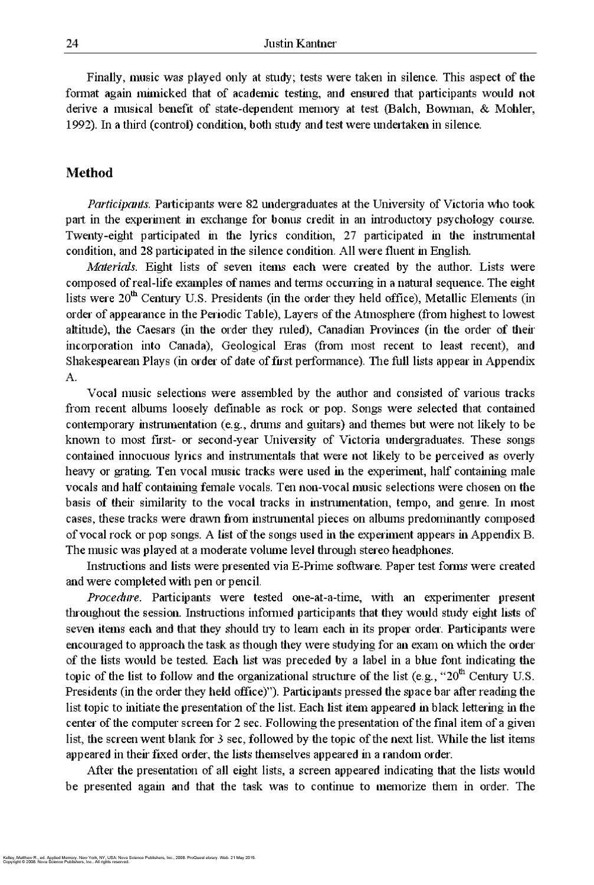Finally, music was played only at study; tests were taken in silence. This aspect of the format again mimicked that of academic testing, and ensured that participants would not derive a musical benefit of state-dependent memory at test (Balch, Bowman, & Mohler, 1992). In a third (control) condition, both study and test were undertaken in silence.

## Method

*Participants.* Participants were 82 undergraduates at the University of Victoria who took part in the experiment in exchange for bonus credit in an introductory psychology course. Twenty-eight participated in the lyrics condition, 27 participated in the instrumental condition, and 28 participated in the silence condition. All were fluent in English.

*Materials.* Eight lists of seven items each were created by the author. Lists were composed of real-life examples of names and terms occurring in a natural sequence. The eight lists were 20th Century U.S. Presidents (in the order they held office), Metallic Elements (in order of appearance in the Periodic Table), Layers of the Atmosphere (from highest to lowest altitude), the Caesars (in the order they ruled), Canadian Provinces (in the order of their incorporation into Canada), Geological Eras (from most recent to least recent), and Shakespearean Plays (in order of date of first performance). The full lists appear in Appendix A.

Vocal music selections were assembled by the author and consisted of various tracks from recent albums loosely definable as rock or pop. Songs were selected that contained contemporary instrumentation (e.g., drums and guitars) and themes but were not likely to be known to most first- or second-year University of Victoria undergraduates. These songs contained innocuous lyrics and instrumentals that were not likely to be perceived as overly heavy or grating. Ten vocal music tracks were used in the experiment, half containing male vocals and half containing female vocals. Ten non-vocal music selections were chosen on the basis of their similarity to the vocal tracks in instrumentation, tempo, and genre. In most cases, these tracks were drawn from instrumental pieces on albums predominantly composed of vocal rock or pop songs. A list of the songs used in the experiment appears in Appendix B. The music was played at a moderate volume level through stereo headphones.

Instructions and lists were presented via E-Prime software. Paper test forms were created and were completed with pen or pencil.

*Procedure.* Participants were tested one-at-a-time, with an experimenter present throughout the session. Instructions informed participants that they would study eight lists of seven items each and that they should try to learn each in its proper order. Participants were encouraged to approach the task as though they were studying for an exam on which the order of the lists would be tested. Each list was preceded by a label in a blue font indicating the topic of the list to follow and the organizational structure of the list (e.g., "20th Century U.S. Presidents (in the order they held office)"). Participants pressed the space bar after reading the list topic to initiate the presentation of the list. Each list item appeared in black lettering in the center of the computer screen for 2 sec. Following the presentation of the final item of a given list, the screen went blank for 3 sec, followed by the topic of the next list. While the list items appeared in their fixed order, the lists themselves appeared in a random order.

After the presentation of all eight lists, a screen appeared indicating that the lists would be presented again and that the task was to continue to memorize them in order. The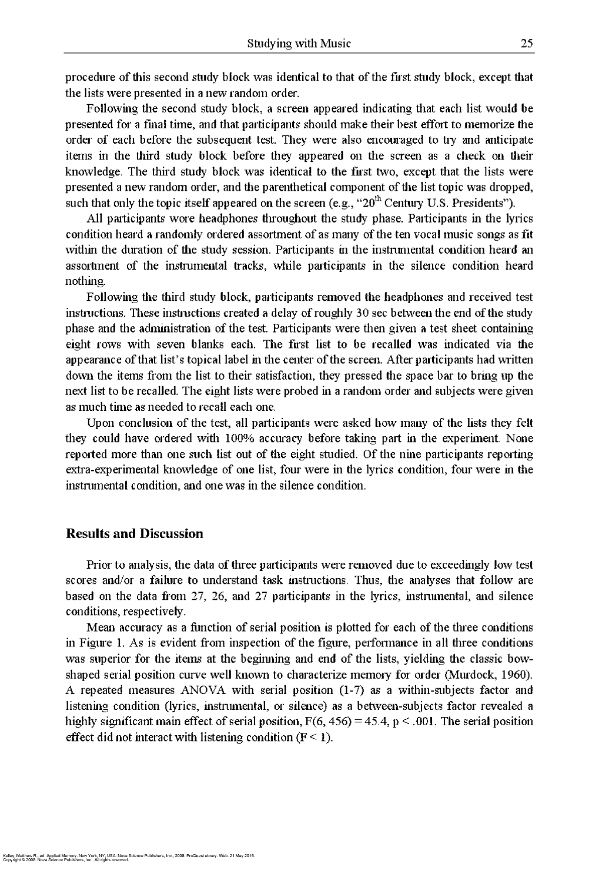procedure of this second study block was identical to that of the first study block, except that the lists were presented in a new random order.

Following the second study block, a screen appeared indicating that each list would be presented for a final time, and that participants should make their best effort to memorize the order of each before the subsequent test. They were also encouraged to try and anticipate items in the third study block before they appeared on the screen as a check on their knowledge. The third study block was identical to the first two, except that the lists were presented a new random order, and the parenthetical component of the list topic was dropped, such that only the topic itself appeared on the screen (e.g., "20th Century U.S. Presidents").

All participants wore headphones throughout the study phase. Participants in the lyrics condition heard a randomly ordered assortment of as many of the ten vocal music songs as fit within the duration of the study session. Participants in the instrumental condition heard an assortment of the instrumental tracks, while participants in the silence condition heard nothing.

Following the third study block, participants removed the headphones and received test instructions. These instructions created a delay of roughly 30 sec between the end of the study phase and the administration of the test. Participants were then given a test sheet containing eight rows with seven blanks each. The first list to be recalled was indicated via the appearance of that list's topical label in the center of the screen. After participants had written down the items from the list to their satisfaction, they pressed the space bar to bring up the next list to be recalled. The eight lists were probed in a random order and subjects were given as much time as needed to recall each one.

Upon conclusion of the test, all participants were asked how many of the lists they felt they could have ordered with 100% accuracy before taking part in the experiment. None reported more than one such list out of the eight studied. Of the nine participants reporting extra-experimental knowledge of one list, four were in the lyrics condition, four were in the instrumental condition, and one was in the silence condition.

## Results and Discussion

Prior to analysis, the data of three participants were removed due to exceedingly low test scores and/or a failure to understand task instructions. Thus, the analyses that follow are based on the data from 27, 26, and 27 participants in the lyrics, instrumental, and silence conditions, respectively.

Mean accuracy as a function of serial position is plotted for each of the three conditions in Figure 1. As is evident from inspection of the figure, performance in all three conditions was superior for the items at the beginning and end of the lists, yielding the classic bow-shaped serial position curve well known to characterize memory for order (Murdock, 1960). A repeated measures ANOVA with serial position (1-7) as a within-subjects factor and listening condition (lyrics, instrumental, or silence) as a between-subjects factor revealed a highly significant main effect of serial position, $F(6, 456) = 45.4$, $p < .001$. The serial position effect did not interact with listening condition ($F < 1$).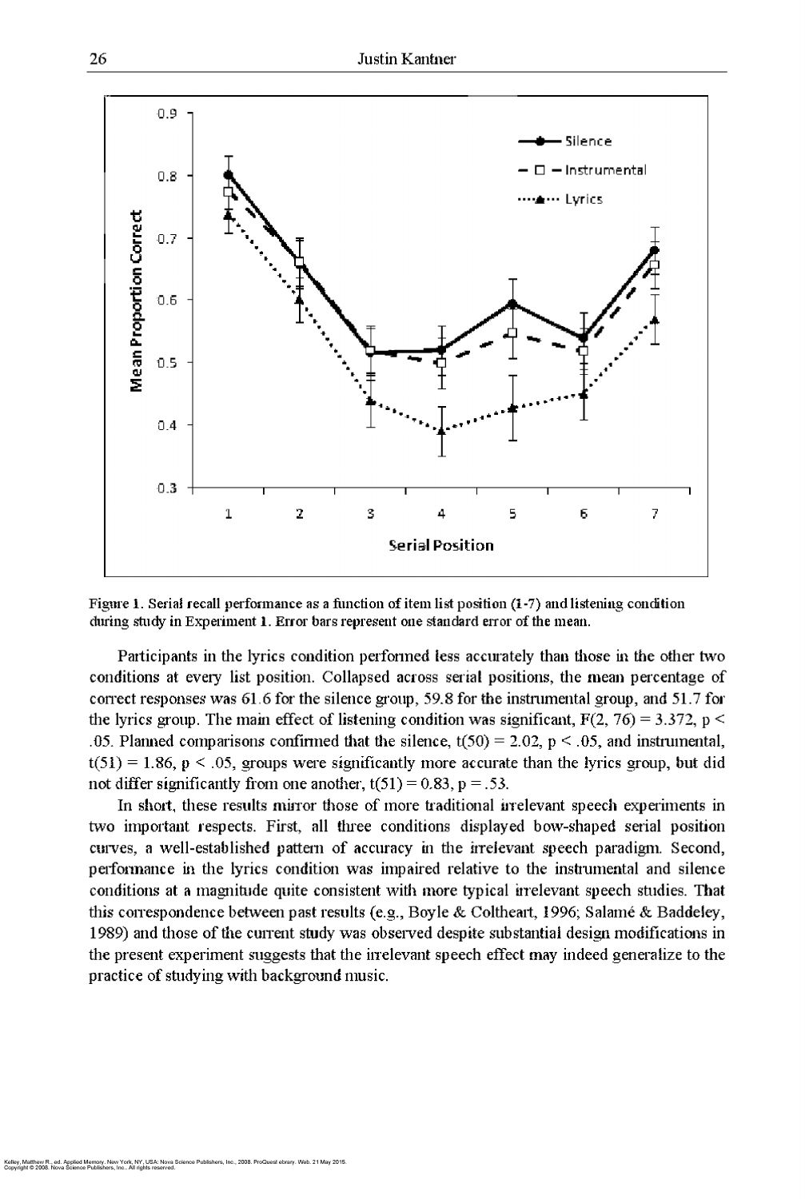0.9
0.8
0.7
0.6
0.5
0.4
0.3

Mean Proportion Correct

1 2 3 4 5 6 7

Serial Position

Silence
Instrumental
Lyrics

Figure 1. Serial recall performance as a function of item list position (1-7) and listening condition during study in Experiment 1. Error bars represent one standard error of the mean.

Participants in the lyrics condition performed less accurately than those in the other two conditions at every list position. Collapsed across serial positions, the mean percentage of correct responses was 61.6 for the silence group, 59.8 for the instrumental group, and 51.7 for the lyrics group. The main effect of listening condition was significant, $F(2, 76) = 3.372$, $p < .05$. Planned comparisons confirmed that the silence, $t(50) = 2.02$, $p < .05$, and instrumental, $t(51) = 1.86$, $p < .05$, groups were significantly more accurate than the lyrics group, but did not differ significantly from one another, $t(51) = 0.83$, $p = .53$.

In short, these results mirror those of more traditional irrelevant speech experiments in two important respects. First, all three conditions displayed bow-shaped serial position curves, a well-established pattern of accuracy in the irrelevant speech paradigm. Second, performance in the lyrics condition was impaired relative to the instrumental and silence conditions at a magnitude quite consistent with more typical irrelevant speech studies. That this correspondence between past results (e.g., Boyle & Coltheart, 1996; Salamé & Baddeley, 1989) and those of the current study was observed despite substantial design modifications in the present experiment suggests that the irrelevant speech effect may indeed generalize to the practice of studying with background music.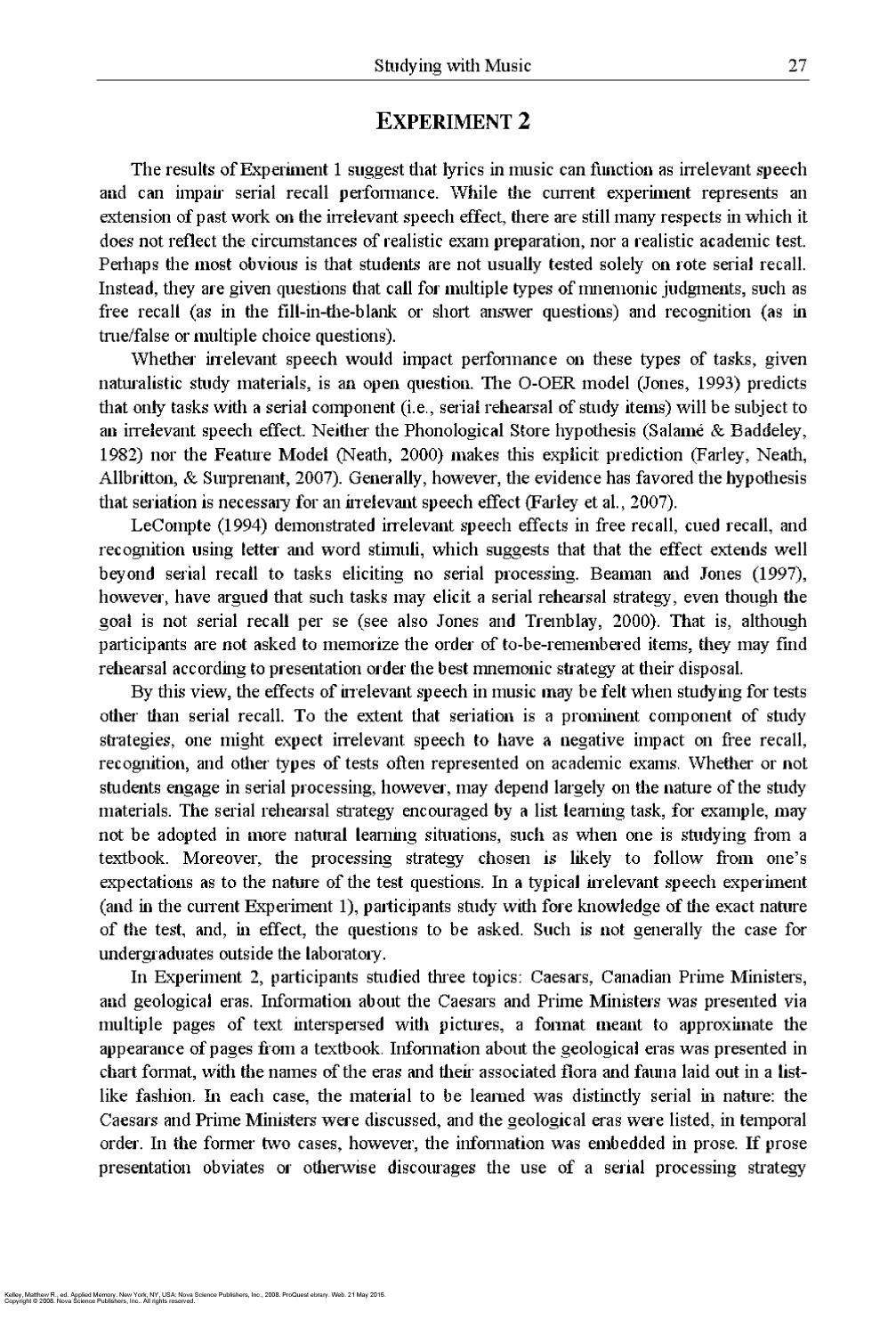# EXPERIMENT 2

The results of Experiment 1 suggest that lyrics in music can function as irrelevant speech and can impair serial recall performance. While the current experiment represents an extension of past work on the irrelevant speech effect, there are still many respects in which it does not reflect the circumstances of realistic exam preparation, nor a realistic academic test. Perhaps the most obvious is that students are not usually tested solely on rote serial recall. Instead, they are given questions that call for multiple types of mnemonic judgments, such as free recall (as in the fill-in-the-blank or short answer questions) and recognition (as in true/false or multiple choice questions).

Whether irrelevant speech would impact performance on these types of tasks, given naturalistic study materials, is an open question. The O-OER model (Jones, 1993) predicts that only tasks with a serial component (i.e., serial rehearsal of study items) will be subject to an irrelevant speech effect. Neither the Phonological Store hypothesis (Salamé & Baddeley, 1982) nor the Feature Model (Neath, 2000) makes this explicit prediction (Farley, Neath, Allbritton, & Surprenant, 2007). Generally, however, the evidence has favored the hypothesis that seriation is necessary for an irrelevant speech effect (Farley et al., 2007).

LeCompte (1994) demonstrated irrelevant speech effects in free recall, cued recall, and recognition using letter and word stimuli, which suggests that that the effect extends well beyond serial recall to tasks eliciting no serial processing. Beaman and Jones (1997), however, have argued that such tasks may elicit a serial rehearsal strategy, even though the goal is not serial recall per se (see also Jones and Tremblay, 2000). That is, although participants are not asked to memorize the order of to-be-remembered items, they may find rehearsal according to presentation order the best mnemonic strategy at their disposal.

By this view, the effects of irrelevant speech in music may be felt when studying for tests other than serial recall. To the extent that seriation is a prominent component of study strategies, one might expect irrelevant speech to have a negative impact on free recall, recognition, and other types of tests often represented on academic exams. Whether or not students engage in serial processing, however, may depend largely on the nature of the study materials. The serial rehearsal strategy encouraged by a list learning task, for example, may not be adopted in more natural learning situations, such as when one is studying from a textbook. Moreover, the processing strategy chosen is likely to follow from one's expectations as to the nature of the test questions. In a typical irrelevant speech experiment (and in the current Experiment 1), participants study with fore knowledge of the exact nature of the test, and, in effect, the questions to be asked. Such is not generally the case for undergraduates outside the laboratory.

In Experiment 2, participants studied three topics: Caesars, Canadian Prime Ministers, and geological eras. Information about the Caesars and Prime Ministers was presented via multiple pages of text interspersed with pictures, a format meant to approximate the appearance of pages from a textbook. Information about the geological eras was presented in chart format, with the names of the eras and their associated flora and fauna laid out in a list-like fashion. In each case, the material to be learned was distinctly serial in nature: the Caesars and Prime Ministers were discussed, and the geological eras were listed, in temporal order. In the former two cases, however, the information was embedded in prose. If prose presentation obviates or otherwise discourages the use of a serial processing strategy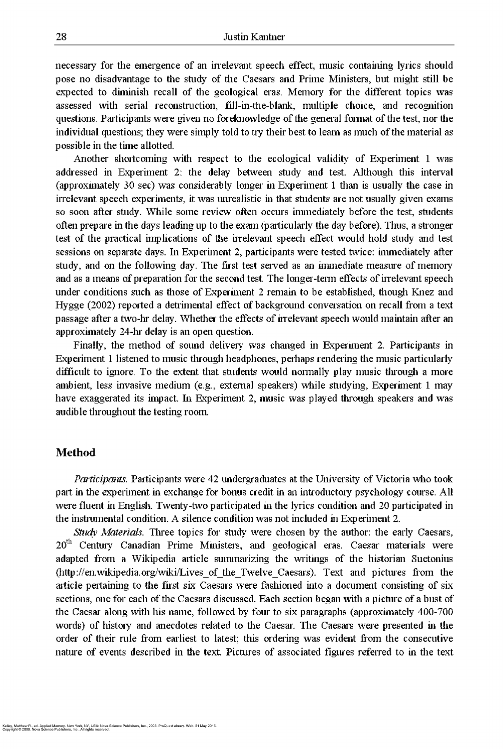necessary for the emergence of an irrelevant speech effect, music containing lyrics should pose no disadvantage to the study of the Caesars and Prime Ministers, but might still be expected to diminish recall of the geological eras. Memory for the different topics was assessed with serial reconstruction, fill-in-the-blank, multiple choice, and recognition questions. Participants were given no foreknowledge of the general format of the test, nor the individual questions; they were simply told to try their best to learn as much of the material as possible in the time allotted.

Another shortcoming with respect to the ecological validity of Experiment 1 was addressed in Experiment 2: the delay between study and test. Although this interval (approximately 30 sec) was considerably longer in Experiment 1 than is usually the case in irrelevant speech experiments, it was unrealistic in that students are not usually given exams so soon after study. While some review often occurs immediately before the test, students often prepare in the days leading up to the exam (particularly the day before). Thus, a stronger test of the practical implications of the irrelevant speech effect would hold study and test sessions on separate days. In Experiment 2, participants were tested twice: immediately after study, and on the following day. The first test served as an immediate measure of memory and as a means of preparation for the second test. The longer-term effects of irrelevant speech under conditions such as those of Experiment 2 remain to be established, though Knez and Hygge (2002) reported a detrimental effect of background conversation on recall from a text passage after a two-hr delay. Whether the effects of irrelevant speech would maintain after an approximately 24-hr delay is an open question.

Finally, the method of sound delivery was changed in Experiment 2. Participants in Experiment 1 listened to music through headphones, perhaps rendering the music particularly difficult to ignore. To the extent that students would normally play music through a more ambient, less invasive medium (e.g., external speakers) while studying, Experiment 1 may have exaggerated its impact. In Experiment 2, music was played through speakers and was audible throughout the testing room.

## Method

*Participants.* Participants were 42 undergraduates at the University of Victoria who took part in the experiment in exchange for bonus credit in an introductory psychology course. All were fluent in English. Twenty-two participated in the lyrics condition and 20 participated in the instrumental condition. A silence condition was not included in Experiment 2.

*Study Materials.* Three topics for study were chosen by the author: the early Caesars, 20th Century Canadian Prime Ministers, and geological eras. Caesar materials were adapted from a Wikipedia article summarizing the writings of the historian Suetonius (http://en.wikipedia.org/wiki/Lives_of_the_Twelve_Caesars). Text and pictures from the article pertaining to the first six Caesars were fashioned into a document consisting of six sections, one for each of the Caesars discussed. Each section began with a picture of a bust of the Caesar along with his name, followed by four to six paragraphs (approximately 400-700 words) of history and anecdotes related to the Caesar. The Caesars were presented in the order of their rule from earliest to latest; this ordering was evident from the consecutive nature of events described in the text. Pictures of associated figures referred to in the text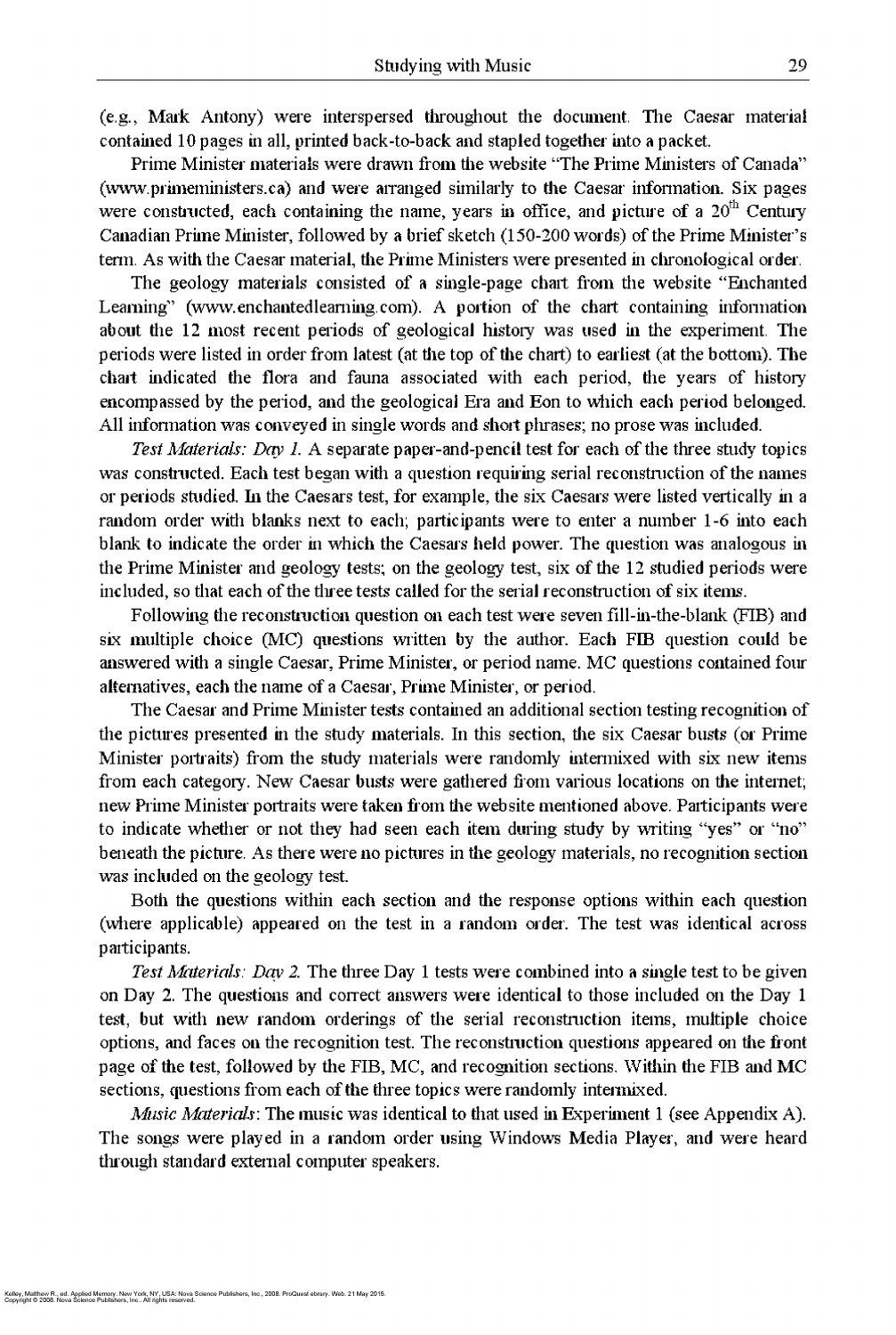(e.g., Mark Antony) were interspersed throughout the document. The Caesar material contained 10 pages in all, printed back-to-back and stapled together into a packet.

Prime Minister materials were drawn from the website "The Prime Ministers of Canada" (www.primeministers.ca) and were arranged similarly to the Caesar information. Six pages were constructed, each containing the name, years in office, and picture of a 20th Century Canadian Prime Minister, followed by a brief sketch (150-200 words) of the Prime Minister's term. As with the Caesar material, the Prime Ministers were presented in chronological order.

The geology materials consisted of a single-page chart from the website "Enchanted Learning" (www.enchantedlearning.com). A portion of the chart containing information about the 12 most recent periods of geological history was used in the experiment. The periods were listed in order from latest (at the top of the chart) to earliest (at the bottom). The chart indicated the flora and fauna associated with each period, the years of history encompassed by the period, and the geological Era and Eon to which each period belonged. All information was conveyed in single words and short phrases; no prose was included.

*Test Materials: Day 1.* A separate paper-and-pencil test for each of the three study topics was constructed. Each test began with a question requiring serial reconstruction of the names or periods studied. In the Caesars test, for example, the six Caesars were listed vertically in a random order with blanks next to each; participants were to enter a number 1-6 into each blank to indicate the order in which the Caesars held power. The question was analogous in the Prime Minister and geology tests; on the geology test, six of the 12 studied periods were included, so that each of the three tests called for the serial reconstruction of six items.

Following the reconstruction question on each test were seven fill-in-the-blank (FIB) and six multiple choice (MC) questions written by the author. Each FIB question could be answered with a single Caesar, Prime Minister, or period name. MC questions contained four alternatives, each the name of a Caesar, Prime Minister, or period.

The Caesar and Prime Minister tests contained an additional section testing recognition of the pictures presented in the study materials. In this section, the six Caesar busts (or Prime Minister portraits) from the study materials were randomly intermixed with six new items from each category. New Caesar busts were gathered from various locations on the internet; new Prime Minister portraits were taken from the website mentioned above. Participants were to indicate whether or not they had seen each item during study by writing "yes" or "no" beneath the picture. As there were no pictures in the geology materials, no recognition section was included on the geology test.

Both the questions within each section and the response options within each question (where applicable) appeared on the test in a random order. The test was identical across participants.

*Test Materials: Day 2.* The three Day 1 tests were combined into a single test to be given on Day 2. The questions and correct answers were identical to those included on the Day 1 test, but with new random orderings of the serial reconstruction items, multiple choice options, and faces on the recognition test. The reconstruction questions appeared on the front page of the test, followed by the FIB, MC, and recognition sections. Within the FIB and MC sections, questions from each of the three topics were randomly intermixed.

*Music Materials*: The music was identical to that used in Experiment 1 (see Appendix A). The songs were played in a random order using Windows Media Player, and were heard through standard external computer speakers.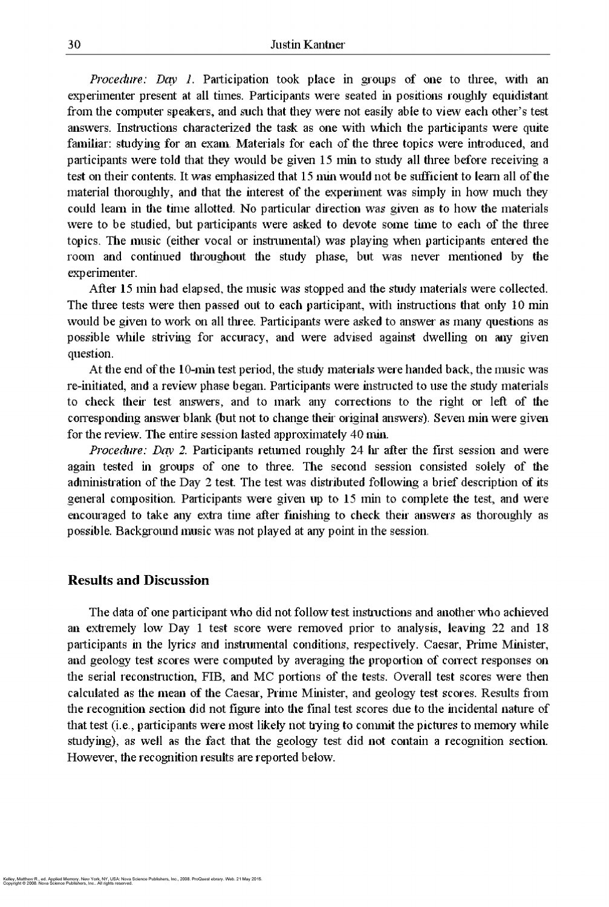*Procedure: Day 1.* Participation took place in groups of one to three, with an experimenter present at all times. Participants were seated in positions roughly equidistant from the computer speakers, and such that they were not easily able to view each other's test answers. Instructions characterized the task as one with which the participants were quite familiar: studying for an exam. Materials for each of the three topics were introduced, and participants were told that they would be given 15 min to study all three before receiving a test on their contents. It was emphasized that 15 min would not be sufficient to learn all of the material thoroughly, and that the interest of the experiment was simply in how much they could learn in the time allotted. No particular direction was given as to how the materials were to be studied, but participants were asked to devote some time to each of the three topics. The music (either vocal or instrumental) was playing when participants entered the room and continued throughout the study phase, but was never mentioned by the experimenter.

After 15 min had elapsed, the music was stopped and the study materials were collected. The three tests were then passed out to each participant, with instructions that only 10 min would be given to work on all three. Participants were asked to answer as many questions as possible while striving for accuracy, and were advised against dwelling on any given question.

At the end of the 10-min test period, the study materials were handed back, the music was re-initiated, and a review phase began. Participants were instructed to use the study materials to check their test answers, and to mark any corrections to the right or left of the corresponding answer blank (but not to change their original answers). Seven min were given for the review. The entire session lasted approximately 40 min.

*Procedure: Day 2.* Participants returned roughly 24 hr after the first session and were again tested in groups of one to three. The second session consisted solely of the administration of the Day 2 test. The test was distributed following a brief description of its general composition. Participants were given up to 15 min to complete the test, and were encouraged to take any extra time after finishing to check their answers as thoroughly as possible. Background music was not played at any point in the session.

## Results and Discussion

The data of one participant who did not follow test instructions and another who achieved an extremely low Day 1 test score were removed prior to analysis, leaving 22 and 18 participants in the lyrics and instrumental conditions, respectively. Caesar, Prime Minister, and geology test scores were computed by averaging the proportion of correct responses on the serial reconstruction, FIB, and MC portions of the tests. Overall test scores were then calculated as the mean of the Caesar, Prime Minister, and geology test scores. Results from the recognition section did not figure into the final test scores due to the incidental nature of that test (i.e., participants were most likely not trying to commit the pictures to memory while studying), as well as the fact that the geology test did not contain a recognition section. However, the recognition results are reported below.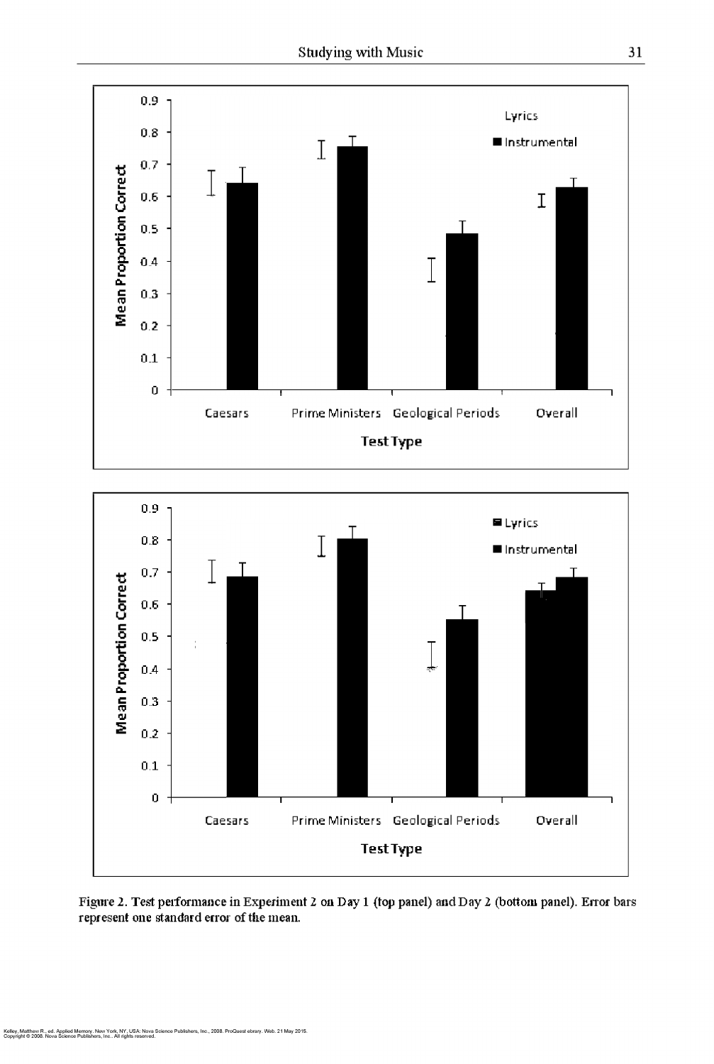0.9
0.8
0.7
0.6
0.5
0.4
0.3
0.2
0.1
0

Mean Proportion Correct

Lyrics

Instrumental

Caesars

Prime Ministers

Geological Periods

Overall

Test Type

0.9
0.8
0.7
0.6
0.5
0.4
0.3
0.2
0.1
0

Mean Proportion Correct

Lyrics

Instrumental

Caesars

Prime Ministers

Geological Periods

Overall

Test Type

Figure 2. Test performance in Experiment 2 on Day 1 (top panel) and Day 2 (bottom panel). Error bars represent one standard error of the mean.

Kelley, Matthew R., ed. Applied Memory. New York, NY, USA: Nova Science Publishers, Inc., 2008. ProQuest ebrary. Web. 21 May 2015.
Copyright © 2008. Nova Science Publishers, Inc.. All rights reserved.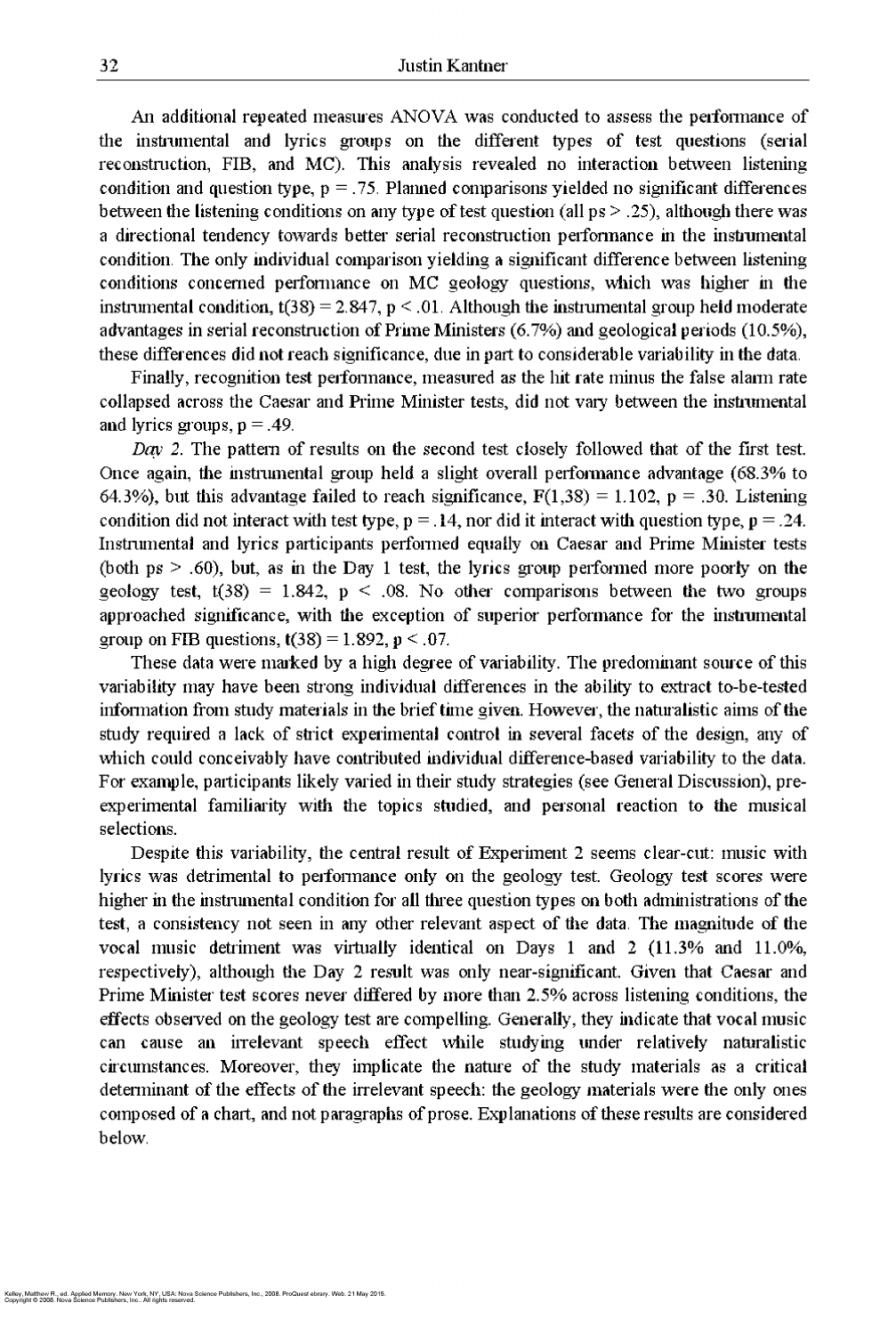An additional repeated measures ANOVA was conducted to assess the performance of the instrumental and lyrics groups on the different types of test questions (serial reconstruction, FIB, and MC). This analysis revealed no interaction between listening condition and question type, $p = .75$. Planned comparisons yielded no significant differences between the listening conditions on any type of test question (all ps $> .25$), although there was a directional tendency towards better serial reconstruction performance in the instrumental condition. The only individual comparison yielding a significant difference between listening conditions concerned performance on MC geology questions, which was higher in the instrumental condition, $t(38) = 2.847$, $p < .01$. Although the instrumental group held moderate advantages in serial reconstruction of Prime Ministers (6.7%) and geological periods (10.5%), these differences did not reach significance, due in part to considerable variability in the data.

Finally, recognition test performance, measured as the hit rate minus the false alarm rate collapsed across the Caesar and Prime Minister tests, did not vary between the instrumental and lyrics groups, $p = .49$.

*Day 2.* The pattern of results on the second test closely followed that of the first test. Once again, the instrumental group held a slight overall performance advantage (68.3% to 64.3%), but this advantage failed to reach significance, $F(1,38) = 1.102$, $p = .30$. Listening condition did not interact with test type, $p = .14$, nor did it interact with question type, $p = .24$. Instrumental and lyrics participants performed equally on Caesar and Prime Minister tests (both ps $> .60$), but, as in the Day 1 test, the lyrics group performed more poorly on the geology test, $t(38) = 1.842$, $p < .08$. No other comparisons between the two groups approached significance, with the exception of superior performance for the instrumental group on FIB questions, $t(38) = 1.892$, $p < .07$.

These data were marked by a high degree of variability. The predominant source of this variability may have been strong individual differences in the ability to extract to-be-tested information from study materials in the brief time given. However, the naturalistic aims of the study required a lack of strict experimental control in several facets of the design, any of which could conceivably have contributed individual difference-based variability to the data. For example, participants likely varied in their study strategies (see General Discussion), pre-experimental familiarity with the topics studied, and personal reaction to the musical selections.

Despite this variability, the central result of Experiment 2 seems clear-cut: music with lyrics was detrimental to performance only on the geology test. Geology test scores were higher in the instrumental condition for all three question types on both administrations of the test, a consistency not seen in any other relevant aspect of the data. The magnitude of the vocal music detriment was virtually identical on Days 1 and 2 (11.3% and 11.0%, respectively), although the Day 2 result was only near-significant. Given that Caesar and Prime Minister test scores never differed by more than 2.5% across listening conditions, the effects observed on the geology test are compelling. Generally, they indicate that vocal music can cause an irrelevant speech effect while studying under relatively naturalistic circumstances. Moreover, they implicate the nature of the study materials as a critical determinant of the effects of the irrelevant speech: the geology materials were the only ones composed of a chart, and not paragraphs of prose. Explanations of these results are considered below.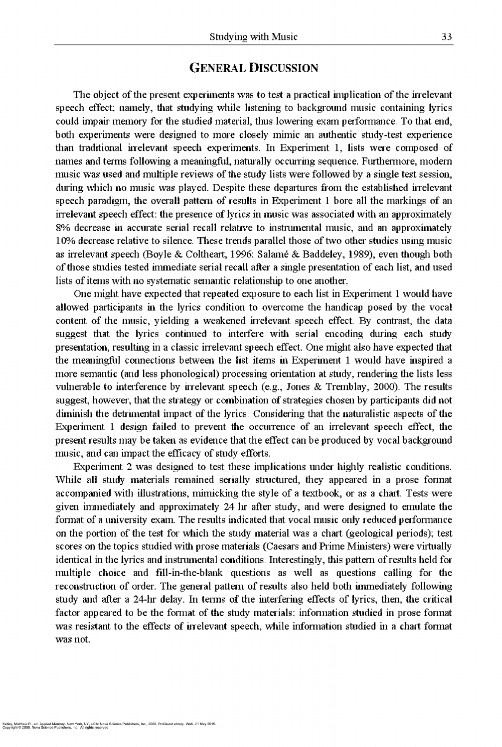## General Discussion

The object of the present experiments was to test a practical implication of the irrelevant speech effect; namely, that studying while listening to background music containing lyrics could impair memory for the studied material, thus lowering exam performance. To that end, both experiments were designed to more closely mimic an authentic study-test experience than traditional irrelevant speech experiments. In Experiment 1, lists were composed of names and terms following a meaningful, naturally occurring sequence. Furthermore, modern music was used and multiple reviews of the study lists were followed by a single test session, during which no music was played. Despite these departures from the established irrelevant speech paradigm, the overall pattern of results in Experiment 1 bore all the markings of an irrelevant speech effect: the presence of lyrics in music was associated with an approximately 8% decrease in accurate serial recall relative to instrumental music, and an approximately 10% decrease relative to silence. These trends parallel those of two other studies using music as irrelevant speech (Boyle & Coltheart, 1996; Salamé & Baddeley, 1989), even though both of those studies tested immediate serial recall after a single presentation of each list, and used lists of items with no systematic semantic relationship to one another.

One might have expected that repeated exposure to each list in Experiment 1 would have allowed participants in the lyrics condition to overcome the handicap posed by the vocal content of the music, yielding a weakened irrelevant speech effect. By contrast, the data suggest that the lyrics continued to interfere with serial encoding during each study presentation, resulting in a classic irrelevant speech effect. One might also have expected that the meaningful connections between the list items in Experiment 1 would have inspired a more semantic (and less phonological) processing orientation at study, rendering the lists less vulnerable to interference by irrelevant speech (e.g., Jones & Tremblay, 2000). The results suggest, however, that the strategy or combination of strategies chosen by participants did not diminish the detrimental impact of the lyrics. Considering that the naturalistic aspects of the Experiment 1 design failed to prevent the occurrence of an irrelevant speech effect, the present results may be taken as evidence that the effect can be produced by vocal background music, and can impact the efficacy of study efforts.

Experiment 2 was designed to test these implications under highly realistic conditions. While all study materials remained serially structured, they appeared in a prose format accompanied with illustrations, mimicking the style of a textbook, or as a chart. Tests were given immediately and approximately 24 hr after study, and were designed to emulate the format of a university exam. The results indicated that vocal music only reduced performance on the portion of the test for which the study material was a chart (geological periods); test scores on the topics studied with prose materials (Caesars and Prime Ministers) were virtually identical in the lyrics and instrumental conditions. Interestingly, this pattern of results held for multiple choice and fill-in-the-blank questions as well as questions calling for the reconstruction of order. The general pattern of results also held both immediately following study and after a 24-hr delay. In terms of the interfering effects of lyrics, then, the critical factor appeared to be the format of the study materials: information studied in prose format was resistant to the effects of irrelevant speech, while information studied in a chart format was not.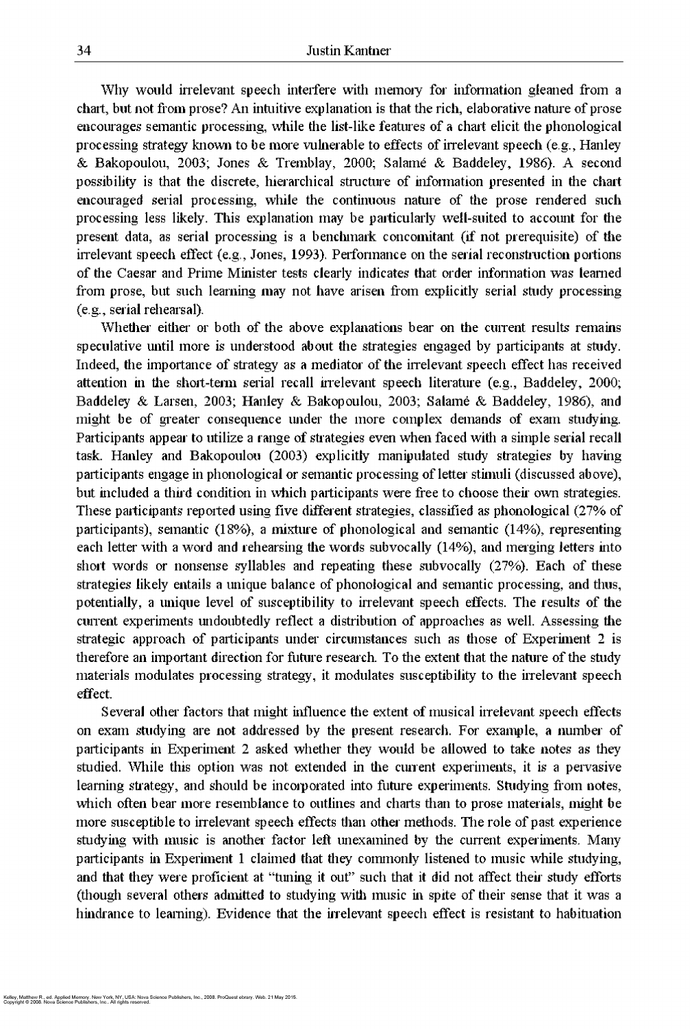Why would irrelevant speech interfere with memory for information gleaned from a chart, but not from prose? An intuitive explanation is that the rich, elaborative nature of prose encourages semantic processing, while the list-like features of a chart elicit the phonological processing strategy known to be more vulnerable to effects of irrelevant speech (e.g., Hanley & Bakopoulou, 2003; Jones & Tremblay, 2000; Salamé & Baddeley, 1986). A second possibility is that the discrete, hierarchical structure of information presented in the chart encouraged serial processing, while the continuous nature of the prose rendered such processing less likely. This explanation may be particularly well-suited to account for the present data, as serial processing is a benchmark concomitant (if not prerequisite) of the irrelevant speech effect (e.g., Jones, 1993). Performance on the serial reconstruction portions of the Caesar and Prime Minister tests clearly indicates that order information was learned from prose, but such learning may not have arisen from explicitly serial study processing (e.g., serial rehearsal).

Whether either or both of the above explanations bear on the current results remains speculative until more is understood about the strategies engaged by participants at study. Indeed, the importance of strategy as a mediator of the irrelevant speech effect has received attention in the short-term serial recall irrelevant speech literature (e.g., Baddeley, 2000; Baddeley & Larsen, 2003; Hanley & Bakopoulou, 2003; Salamé & Baddeley, 1986), and might be of greater consequence under the more complex demands of exam studying. Participants appear to utilize a range of strategies even when faced with a simple serial recall task. Hanley and Bakopoulou (2003) explicitly manipulated study strategies by having participants engage in phonological or semantic processing of letter stimuli (discussed above), but included a third condition in which participants were free to choose their own strategies. These participants reported using five different strategies, classified as phonological (27% of participants), semantic (18%), a mixture of phonological and semantic (14%), representing each letter with a word and rehearsing the words subvocally (14%), and merging letters into short words or nonsense syllables and repeating these subvocally (27%). Each of these strategies likely entails a unique balance of phonological and semantic processing, and thus, potentially, a unique level of susceptibility to irrelevant speech effects. The results of the current experiments undoubtedly reflect a distribution of approaches as well. Assessing the strategic approach of participants under circumstances such as those of Experiment 2 is therefore an important direction for future research. To the extent that the nature of the study materials modulates processing strategy, it modulates susceptibility to the irrelevant speech effect.

Several other factors that might influence the extent of musical irrelevant speech effects on exam studying are not addressed by the present research. For example, a number of participants in Experiment 2 asked whether they would be allowed to take notes as they studied. While this option was not extended in the current experiments, it is a pervasive learning strategy, and should be incorporated into future experiments. Studying from notes, which often bear more resemblance to outlines and charts than to prose materials, might be more susceptible to irrelevant speech effects than other methods. The role of past experience studying with music is another factor left unexamined by the current experiments. Many participants in Experiment 1 claimed that they commonly listened to music while studying, and that they were proficient at "tuning it out" such that it did not affect their study efforts (though several others admitted to studying with music in spite of their sense that it was a hindrance to learning). Evidence that the irrelevant speech effect is resistant to habituation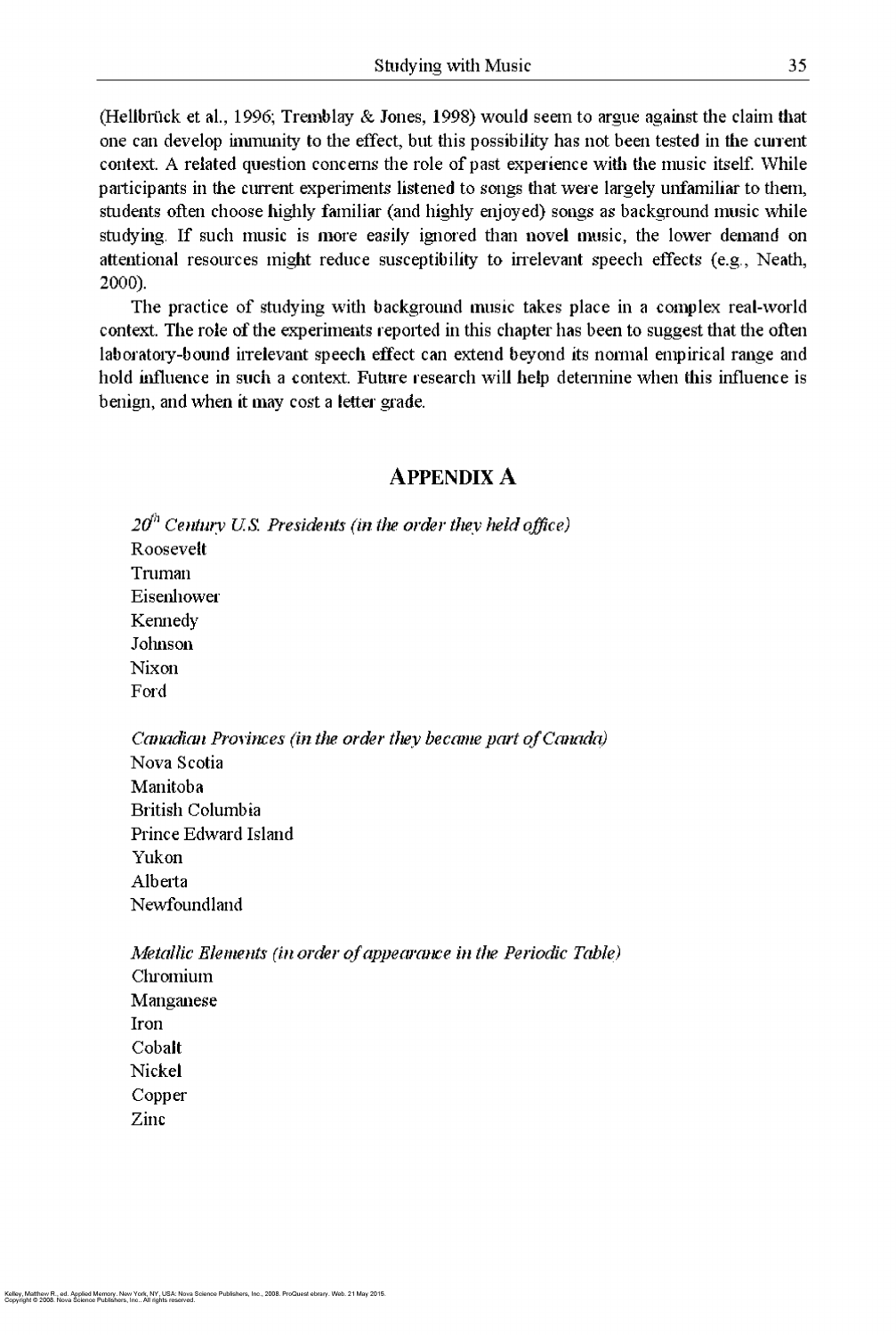(Hellbrück et al., 1996; Tremblay & Jones, 1998) would seem to argue against the claim that one can develop immunity to the effect, but this possibility has not been tested in the current context. A related question concerns the role of past experience with the music itself. While participants in the current experiments listened to songs that were largely unfamiliar to them, students often choose highly familiar (and highly enjoyed) songs as background music while studying. If such music is more easily ignored than novel music, the lower demand on attentional resources might reduce susceptibility to irrelevant speech effects (e.g., Neath, 2000).

The practice of studying with background music takes place in a complex real-world context. The role of the experiments reported in this chapter has been to suggest that the often laboratory-bound irrelevant speech effect can extend beyond its normal empirical range and hold influence in such a context. Future research will help determine when this influence is benign, and when it may cost a letter grade.

## Appendix A

*20th Century U.S. Presidents (in the order they held office)*
Roosevelt
Truman
Eisenhower
Kennedy
Johnson
Nixon
Ford

*Canadian Provinces (in the order they became part of Canada)*
Nova Scotia
Manitoba
British Columbia
Prince Edward Island
Yukon
Alberta
Newfoundland

*Metallic Elements (in order of appearance in the Periodic Table)*
Chromium
Manganese
Iron
Cobalt
Nickel
Copper
Zinc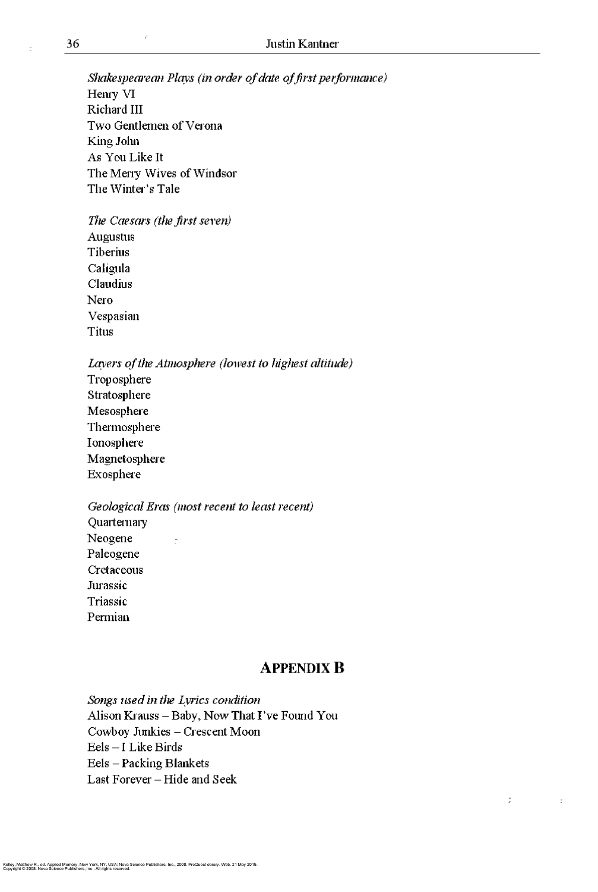*Shakespearean Plays (in order of date of first performance)*
Henry VI
Richard III
Two Gentlemen of Verona
King John
As You Like It
The Merry Wives of Windsor
The Winter's Tale

*The Caesars (the first seven)*
Augustus
Tiberius
Caligula
Claudius
Nero
Vespasian
Titus

*Layers of the Atmosphere (lowest to highest altitude)*
Troposphere
Stratosphere
Mesosphere
Thermosphere
Ionosphere
Magnetosphere
Exosphere

*Geological Eras (most recent to least recent)*
Quarternary
Neogene
Paleogene
Cretaceous
Jurassic
Triassic
Permian

## APPENDIX B

*Songs used in the Lyrics condition*
Alison Krauss – Baby, Now That I've Found You
Cowboy Junkies – Crescent Moon
Eels – I Like Birds
Eels – Packing Blankets
Last Forever – Hide and Seek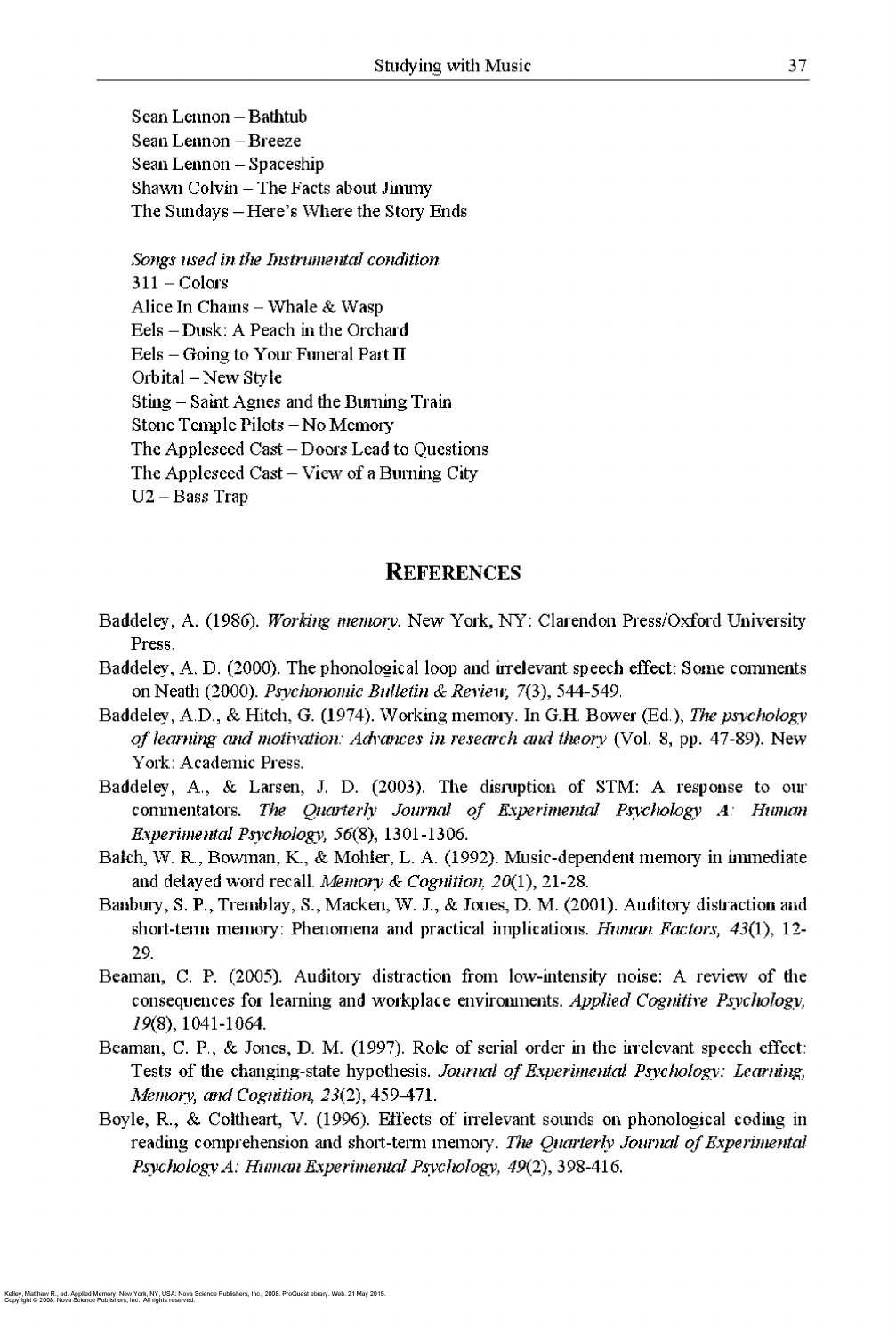Sean Lennon – Bathtub
Sean Lennon – Breeze
Sean Lennon – Spaceship
Shawn Colvin – The Facts about Jimmy
The Sundays – Here's Where the Story Ends

*Songs used in the Instrumental condition*
311 – Colors
Alice In Chains – Whale & Wasp
Eels – Dusk: A Peach in the Orchard
Eels – Going to Your Funeral Part II
Orbital – New Style
Sting – Saint Agnes and the Burning Train
Stone Temple Pilots – No Memory
The Appleseed Cast – Doors Lead to Questions
The Appleseed Cast – View of a Burning City
U2 – Bass Trap

## REFERENCES

Baddeley, A. (1986). *Working memory*. New York, NY: Clarendon Press/Oxford University Press.

Baddeley, A. D. (2000). The phonological loop and irrelevant speech effect: Some comments on Neath (2000). *Psychonomic Bulletin & Review, 7*(3), 544-549.

Baddeley, A.D., & Hitch, G. (1974). Working memory. In G.H. Bower (Ed.), *The psychology of learning and motivation: Advances in research and theory* (Vol. 8, pp. 47-89). New York: Academic Press.

Baddeley, A., & Larsen, J. D. (2003). The disruption of STM: A response to our commentators. *The Quarterly Journal of Experimental Psychology A: Human Experimental Psychology, 56*(8), 1301-1306.

Balch, W. R., Bowman, K., & Mohler, L. A. (1992). Music-dependent memory in immediate and delayed word recall. *Memory & Cognition, 20*(1), 21-28.

Banbury, S. P., Tremblay, S., Macken, W. J., & Jones, D. M. (2001). Auditory distraction and short-term memory: Phenomena and practical implications. *Human Factors, 43*(1), 12-29.

Beaman, C. P. (2005). Auditory distraction from low-intensity noise: A review of the consequences for learning and workplace environments. *Applied Cognitive Psychology, 19*(8), 1041-1064.

Beaman, C. P., & Jones, D. M. (1997). Role of serial order in the irrelevant speech effect: Tests of the changing-state hypothesis. *Journal of Experimental Psychology: Learning, Memory, and Cognition, 23*(2), 459-471.

Boyle, R., & Coltheart, V. (1996). Effects of irrelevant sounds on phonological coding in reading comprehension and short-term memory. *The Quarterly Journal of Experimental Psychology A: Human Experimental Psychology, 49*(2), 398-416.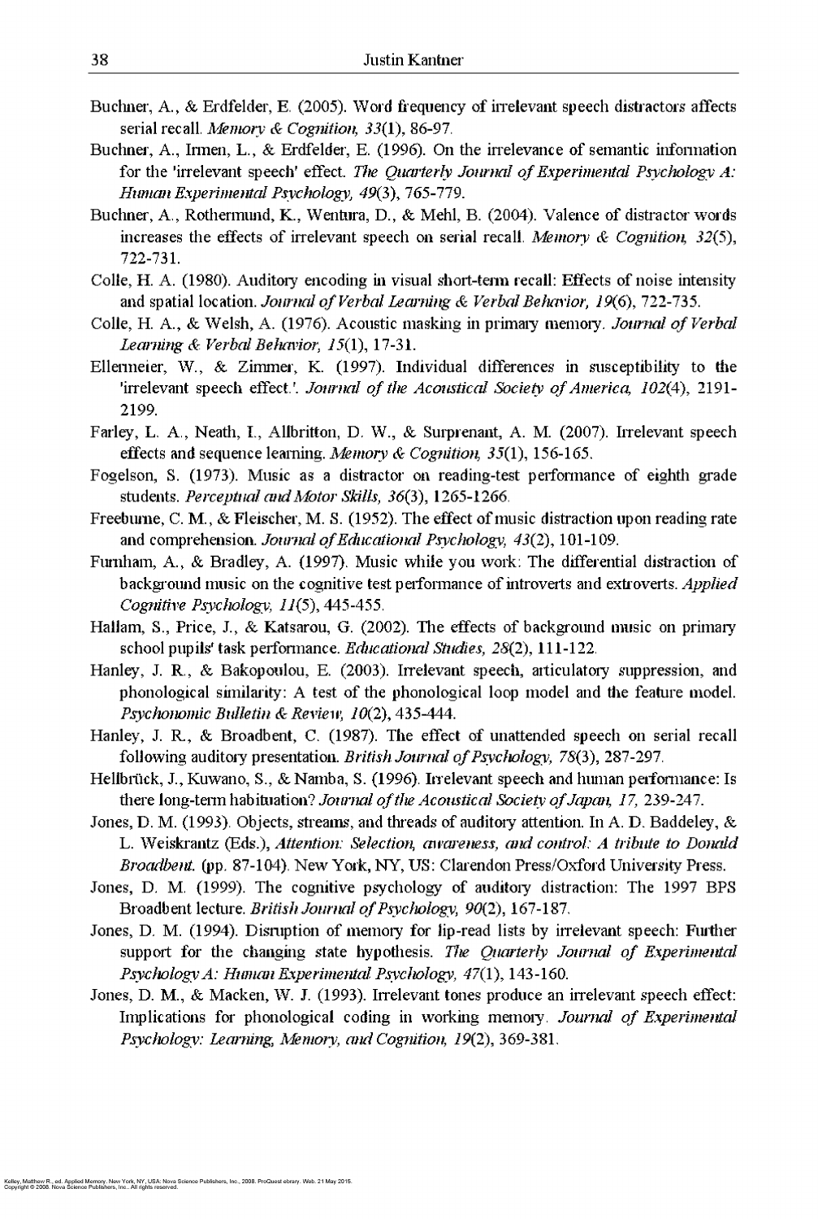Buchner, A., & Erdfelder, E. (2005). Word frequency of irrelevant speech distractors affects serial recall. *Memory & Cognition, 33*(1), 86-97.

Buchner, A., Irmen, L., & Erdfelder, E. (1996). On the irrelevance of semantic information for the 'irrelevant speech' effect. *The Quarterly Journal of Experimental Psychology A: Human Experimental Psychology, 49*(3), 765-779.

Buchner, A., Rothermund, K., Wentura, D., & Mehl, B. (2004). Valence of distractor words increases the effects of irrelevant speech on serial recall. *Memory & Cognition, 32*(5), 722-731.

Colle, H. A. (1980). Auditory encoding in visual short-term recall: Effects of noise intensity and spatial location. *Journal of Verbal Learning & Verbal Behavior, 19*(6), 722-735.

Colle, H. A., & Welsh, A. (1976). Acoustic masking in primary memory. *Journal of Verbal Learning & Verbal Behavior, 15*(1), 17-31.

Ellermeier, W., & Zimmer, K. (1997). Individual differences in susceptibility to the 'irrelevant speech effect.'. *Journal of the Acoustical Society of America, 102*(4), 2191-2199.

Farley, L. A., Neath, I., Allbritton, D. W., & Surprenant, A. M. (2007). Irrelevant speech effects and sequence learning. *Memory & Cognition, 35*(1), 156-165.

Fogelson, S. (1973). Music as a distractor on reading-test performance of eighth grade students. *Perceptual and Motor Skills, 36*(3), 1265-1266.

Freeburne, C. M., & Fleischer, M. S. (1952). The effect of music distraction upon reading rate and comprehension. *Journal of Educational Psychology, 43*(2), 101-109.

Furnham, A., & Bradley, A. (1997). Music while you work: The differential distraction of background music on the cognitive test performance of introverts and extroverts. *Applied Cognitive Psychology, 11*(5), 445-455.

Hallam, S., Price, J., & Katsarou, G. (2002). The effects of background music on primary school pupils' task performance. *Educational Studies, 28*(2), 111-122.

Hanley, J. R., & Bakopoulou, E. (2003). Irrelevant speech, articulatory suppression, and phonological similarity: A test of the phonological loop model and the feature model. *Psychonomic Bulletin & Review, 10*(2), 435-444.

Hanley, J. R., & Broadbent, C. (1987). The effect of unattended speech on serial recall following auditory presentation. *British Journal of Psychology, 78*(3), 287-297.

Hellbrück, J., Kuwano, S., & Namba, S. (1996). Irrelevant speech and human performance: Is there long-term habituation? *Journal of the Acoustical Society of Japan, 17,* 239-247.

Jones, D. M. (1993). Objects, streams, and threads of auditory attention. In A. D. Baddeley, & L. Weiskrantz (Eds.), *Attention: Selection, awareness, and control: A tribute to Donald Broadbent.* (pp. 87-104). New York, NY, US: Clarendon Press/Oxford University Press.

Jones, D. M. (1999). The cognitive psychology of auditory distraction: The 1997 BPS Broadbent lecture. *British Journal of Psychology, 90*(2), 167-187.

Jones, D. M. (1994). Disruption of memory for lip-read lists by irrelevant speech: Further support for the changing state hypothesis. *The Quarterly Journal of Experimental Psychology A: Human Experimental Psychology, 47*(1), 143-160.

Jones, D. M., & Macken, W. J. (1993). Irrelevant tones produce an irrelevant speech effect: Implications for phonological coding in working memory. *Journal of Experimental Psychology: Learning, Memory, and Cognition, 19*(2), 369-381.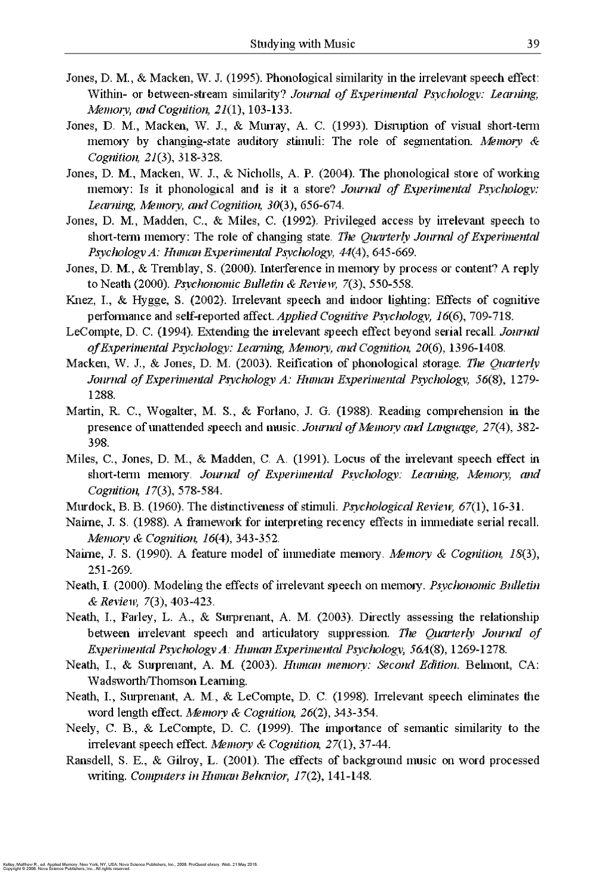Jones, D. M., & Macken, W. J. (1995). Phonological similarity in the irrelevant speech effect: Within- or between-stream similarity? *Journal of Experimental Psychology: Learning, Memory, and Cognition, 21*(1), 103-133.

Jones, D. M., Macken, W. J., & Murray, A. C. (1993). Disruption of visual short-term memory by changing-state auditory stimuli: The role of segmentation. *Memory & Cognition, 21*(3), 318-328.

Jones, D. M., Macken, W. J., & Nicholls, A. P. (2004). The phonological store of working memory: Is it phonological and is it a store? *Journal of Experimental Psychology: Learning, Memory, and Cognition, 30*(3), 656-674.

Jones, D. M., Madden, C., & Miles, C. (1992). Privileged access by irrelevant speech to short-term memory: The role of changing state. *The Quarterly Journal of Experimental Psychology A: Human Experimental Psychology, 44*(4), 645-669.

Jones, D. M., & Tremblay, S. (2000). Interference in memory by process or content? A reply to Neath (2000). *Psychonomic Bulletin & Review, 7*(3), 550-558.

Knez, I., & Hygge, S. (2002). Irrelevant speech and indoor lighting: Effects of cognitive performance and self-reported affect. *Applied Cognitive Psychology, 16*(6), 709-718.

LeCompte, D. C. (1994). Extending the irrelevant speech effect beyond serial recall. *Journal of Experimental Psychology: Learning, Memory, and Cognition, 20*(6), 1396-1408.

Macken, W. J., & Jones, D. M. (2003). Reification of phonological storage. *The Quarterly Journal of Experimental Psychology A: Human Experimental Psychology, 56*(8), 1279-1288.

Martin, R. C., Wogalter, M. S., & Forlano, J. G. (1988). Reading comprehension in the presence of unattended speech and music. *Journal of Memory and Language, 27*(4), 382-398.

Miles, C., Jones, D. M., & Madden, C. A. (1991). Locus of the irrelevant speech effect in short-term memory. *Journal of Experimental Psychology: Learning, Memory, and Cognition, 17*(3), 578-584.

Murdock, B. B. (1960). The distinctiveness of stimuli. *Psychological Review, 67*(1), 16-31.

Nairne, J. S. (1988). A framework for interpreting recency effects in immediate serial recall. *Memory & Cognition, 16*(4), 343-352.

Nairne, J. S. (1990). A feature model of immediate memory. *Memory & Cognition, 18*(3), 251-269.

Neath, I. (2000). Modeling the effects of irrelevant speech on memory. *Psychonomic Bulletin & Review, 7*(3), 403-423.

Neath, I., Farley, L. A., & Surprenant, A. M. (2003). Directly assessing the relationship between irrelevant speech and articulatory suppression. *The Quarterly Journal of Experimental Psychology A: Human Experimental Psychology, 56A*(8), 1269-1278.

Neath, I., & Surprenant, A. M. (2003). *Human memory: Second Edition*. Belmont, CA: Wadsworth/Thomson Learning.

Neath, I., Surprenant, A. M., & LeCompte, D. C. (1998). Irrelevant speech eliminates the word length effect. *Memory & Cognition, 26*(2), 343-354.

Neely, C. B., & LeCompte, D. C. (1999). The importance of semantic similarity to the irrelevant speech effect. *Memory & Cognition, 27*(1), 37-44.

Ransdell, S. E., & Gilroy, L. (2001). The effects of background music on word processed writing. *Computers in Human Behavior, 17*(2), 141-148.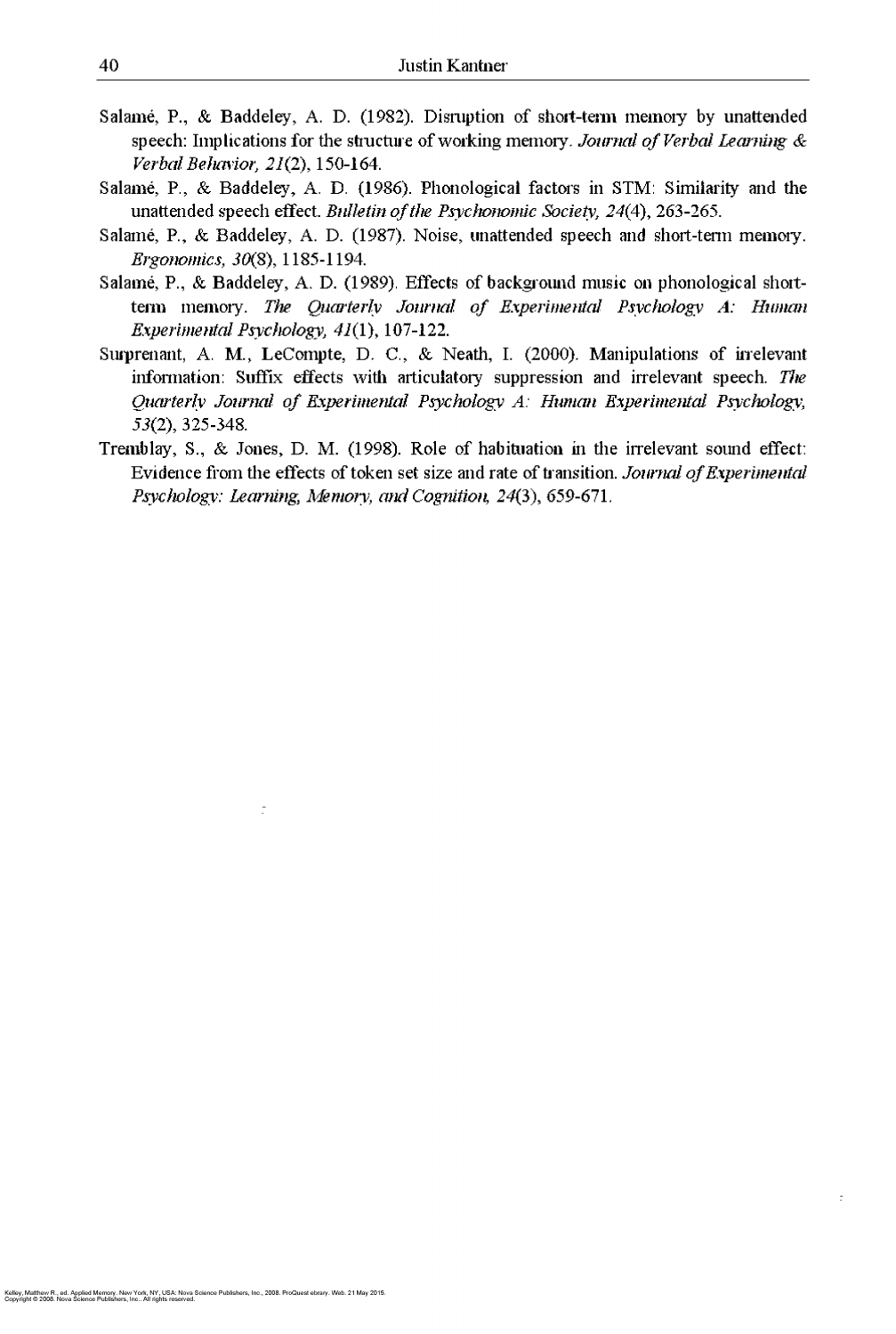Salamé, P., & Baddeley, A. D. (1982). Disruption of short-term memory by unattended speech: Implications for the structure of working memory. *Journal of Verbal Learning & Verbal Behavior, 21*(2), 150-164.

Salamé, P., & Baddeley, A. D. (1986). Phonological factors in STM: Similarity and the unattended speech effect. *Bulletin of the Psychonomic Society, 24*(4), 263-265.

Salamé, P., & Baddeley, A. D. (1987). Noise, unattended speech and short-term memory. *Ergonomics, 30*(8), 1185-1194.

Salamé, P., & Baddeley, A. D. (1989). Effects of background music on phonological short-term memory. *The Quarterly Journal of Experimental Psychology A: Human Experimental Psychology, 41*(1), 107-122.

Surprenant, A. M., LeCompte, D. C., & Neath, I. (2000). Manipulations of irrelevant information: Suffix effects with articulatory suppression and irrelevant speech. *The Quarterly Journal of Experimental Psychology A: Human Experimental Psychology, 53*(2), 325-348.

Tremblay, S., & Jones, D. M. (1998). Role of habituation in the irrelevant sound effect: Evidence from the effects of token set size and rate of transition. *Journal of Experimental Psychology: Learning, Memory, and Cognition, 24*(3), 659-671.